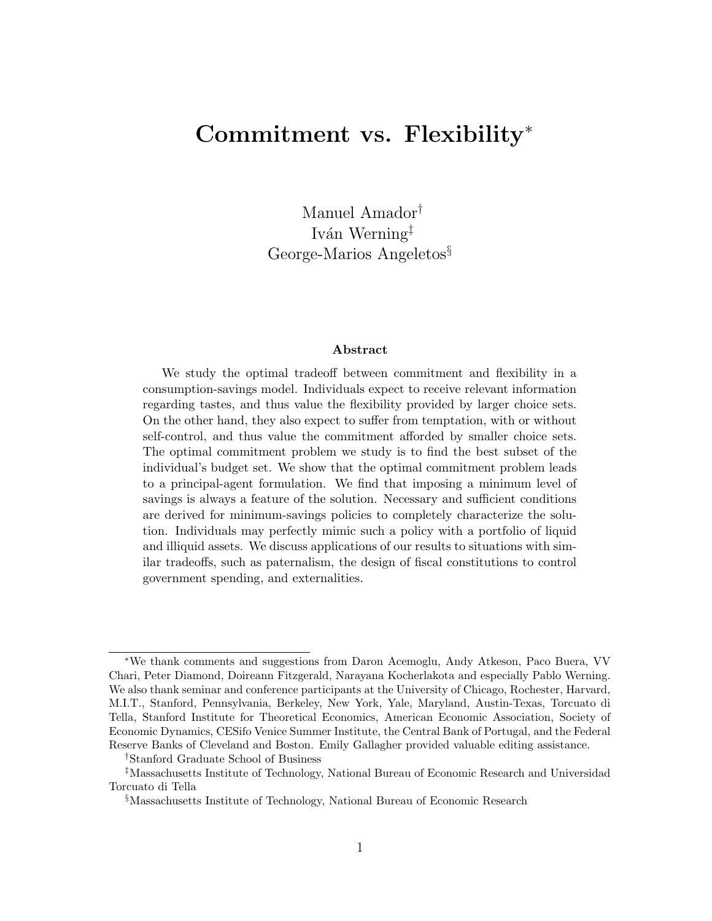# Commitment vs. Flexibility*

Manuel Amador[†]
Iván Werning[‡]
George-Marios Angeletos[§]

### Abstract

We study the optimal tradeoff between commitment and flexibility in a consumption-savings model. Individuals expect to receive relevant information regarding tastes, and thus value the flexibility provided by larger choice sets. On the other hand, they also expect to suffer from temptation, with or without self-control, and thus value the commitment afforded by smaller choice sets. The optimal commitment problem we study is to find the best subset of the individual's budget set. We show that the optimal commitment problem leads to a principal-agent formulation. We find that imposing a minimum level of savings is always a feature of the solution. Necessary and sufficient conditions are derived for minimum-savings policies to completely characterize the solution. Individuals may perfectly mimic such a policy with a portfolio of liquid and illiquid assets. We discuss applications of our results to situations with similar tradeoffs, such as paternalism, the design of fiscal constitutions to control government spending, and externalities.

---

*We thank comments and suggestions from Daron Acemoglu, Andy Atkeson, Paco Buera, VV Chari, Peter Diamond, Doireann Fitzgerald, Narayana Kocherlakota and especially Pablo Werning. We also thank seminar and conference participants at the University of Chicago, Rochester, Harvard, M.I.T., Stanford, Pennsylvania, Berkeley, New York, Yale, Maryland, Austin-Texas, Torcuato di Tella, Stanford Institute for Theoretical Economics, American Economic Association, Society of Economic Dynamics, CESifo Venice Summer Institute, the Central Bank of Portugal, and the Federal Reserve Banks of Cleveland and Boston. Emily Gallagher provided valuable editing assistance.

[†]Stanford Graduate School of Business

[‡]Massachusetts Institute of Technology, National Bureau of Economic Research and Universidad Torcuato di Tella

[§]Massachusetts Institute of Technology, National Bureau of Economic Research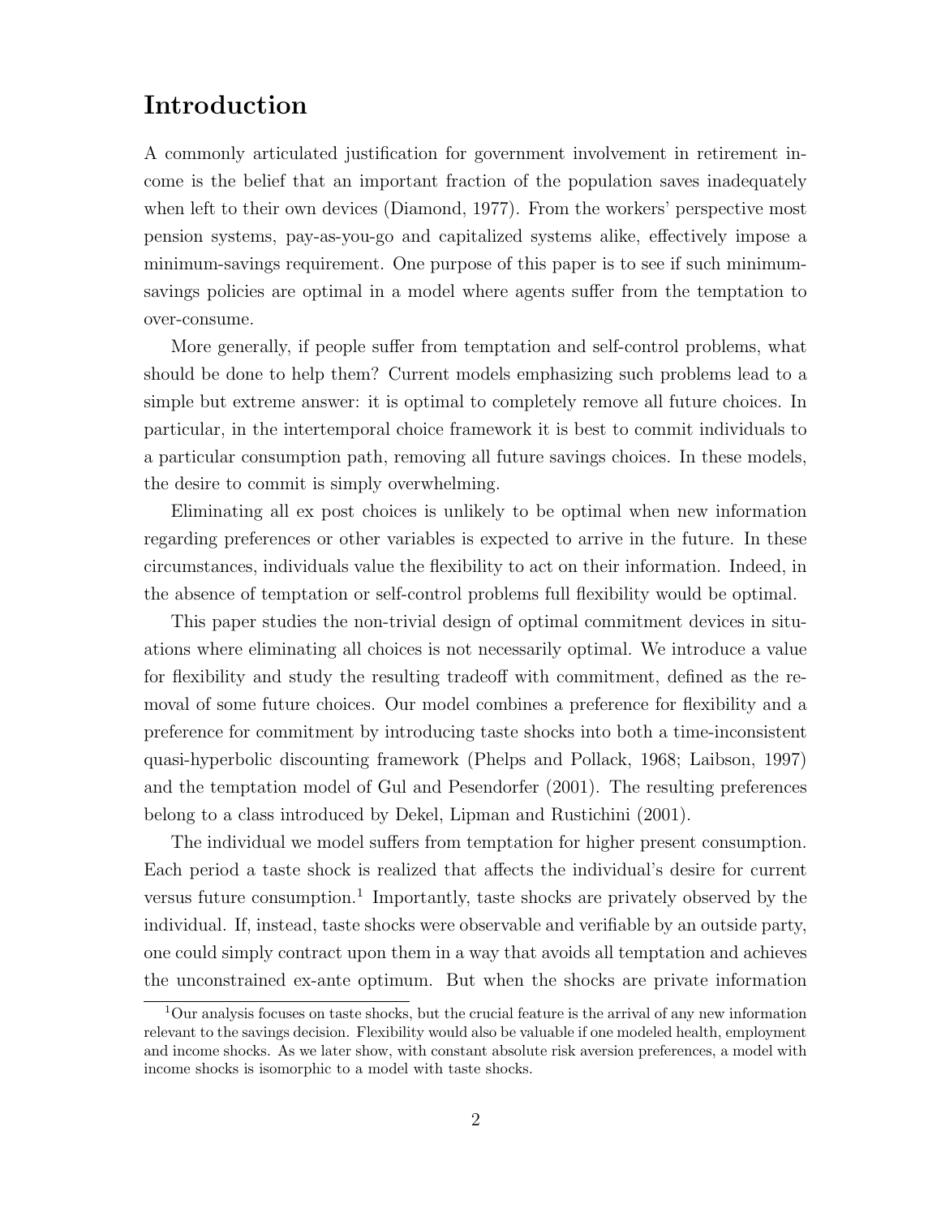# Introduction

A commonly articulated justification for government involvement in retirement income is the belief that an important fraction of the population saves inadequately when left to their own devices (Diamond, 1977). From the workers' perspective most pension systems, pay-as-you-go and capitalized systems alike, effectively impose a minimum-savings requirement. One purpose of this paper is to see if such minimum-savings policies are optimal in a model where agents suffer from the temptation to over-consume.

More generally, if people suffer from temptation and self-control problems, what should be done to help them? Current models emphasizing such problems lead to a simple but extreme answer: it is optimal to completely remove all future choices. In particular, in the intertemporal choice framework it is best to commit individuals to a particular consumption path, removing all future savings choices. In these models, the desire to commit is simply overwhelming.

Eliminating all ex post choices is unlikely to be optimal when new information regarding preferences or other variables is expected to arrive in the future. In these circumstances, individuals value the flexibility to act on their information. Indeed, in the absence of temptation or self-control problems full flexibility would be optimal.

This paper studies the non-trivial design of optimal commitment devices in situations where eliminating all choices is not necessarily optimal. We introduce a value for flexibility and study the resulting tradeoff with commitment, defined as the removal of some future choices. Our model combines a preference for flexibility and a preference for commitment by introducing taste shocks into both a time-inconsistent quasi-hyperbolic discounting framework (Phelps and Pollack, 1968; Laibson, 1997) and the temptation model of Gul and Pesendorfer (2001). The resulting preferences belong to a class introduced by Dekel, Lipman and Rustichini (2001).

The individual we model suffers from temptation for higher present consumption. Each period a taste shock is realized that affects the individual's desire for current versus future consumption.[1] Importantly, taste shocks are privately observed by the individual. If, instead, taste shocks were observable and verifiable by an outside party, one could simply contract upon them in a way that avoids all temptation and achieves the unconstrained ex-ante optimum. But when the shocks are private information

[1] Our analysis focuses on taste shocks, but the crucial feature is the arrival of any new information relevant to the savings decision. Flexibility would also be valuable if one modeled health, employment and income shocks. As we later show, with constant absolute risk aversion preferences, a model with income shocks is isomorphic to a model with taste shocks.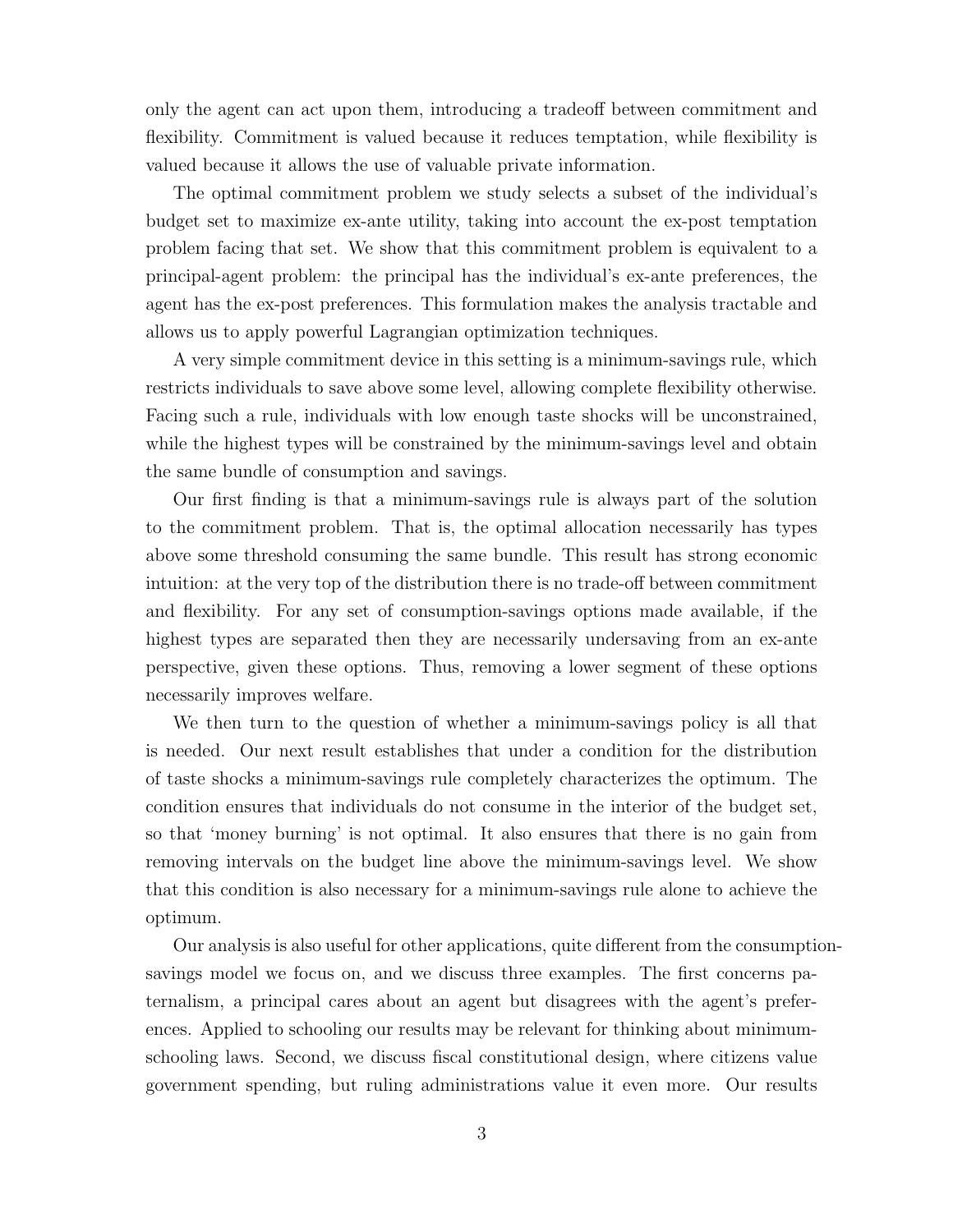only the agent can act upon them, introducing a tradeoff between commitment and flexibility. Commitment is valued because it reduces temptation, while flexibility is valued because it allows the use of valuable private information.

The optimal commitment problem we study selects a subset of the individual's budget set to maximize ex-ante utility, taking into account the ex-post temptation problem facing that set. We show that this commitment problem is equivalent to a principal-agent problem: the principal has the individual's ex-ante preferences, the agent has the ex-post preferences. This formulation makes the analysis tractable and allows us to apply powerful Lagrangian optimization techniques.

A very simple commitment device in this setting is a minimum-savings rule, which restricts individuals to save above some level, allowing complete flexibility otherwise. Facing such a rule, individuals with low enough taste shocks will be unconstrained, while the highest types will be constrained by the minimum-savings level and obtain the same bundle of consumption and savings.

Our first finding is that a minimum-savings rule is always part of the solution to the commitment problem. That is, the optimal allocation necessarily has types above some threshold consuming the same bundle. This result has strong economic intuition: at the very top of the distribution there is no trade-off between commitment and flexibility. For any set of consumption-savings options made available, if the highest types are separated then they are necessarily undersaving from an ex-ante perspective, given these options. Thus, removing a lower segment of these options necessarily improves welfare.

We then turn to the question of whether a minimum-savings policy is all that is needed. Our next result establishes that under a condition for the distribution of taste shocks a minimum-savings rule completely characterizes the optimum. The condition ensures that individuals do not consume in the interior of the budget set, so that 'money burning' is not optimal. It also ensures that there is no gain from removing intervals on the budget line above the minimum-savings level. We show that this condition is also necessary for a minimum-savings rule alone to achieve the optimum.

Our analysis is also useful for other applications, quite different from the consumption-savings model we focus on, and we discuss three examples. The first concerns paternalism, a principal cares about an agent but disagrees with the agent's preferences. Applied to schooling our results may be relevant for thinking about minimum-schooling laws. Second, we discuss fiscal constitutional design, where citizens value government spending, but ruling administrations value it even more. Our results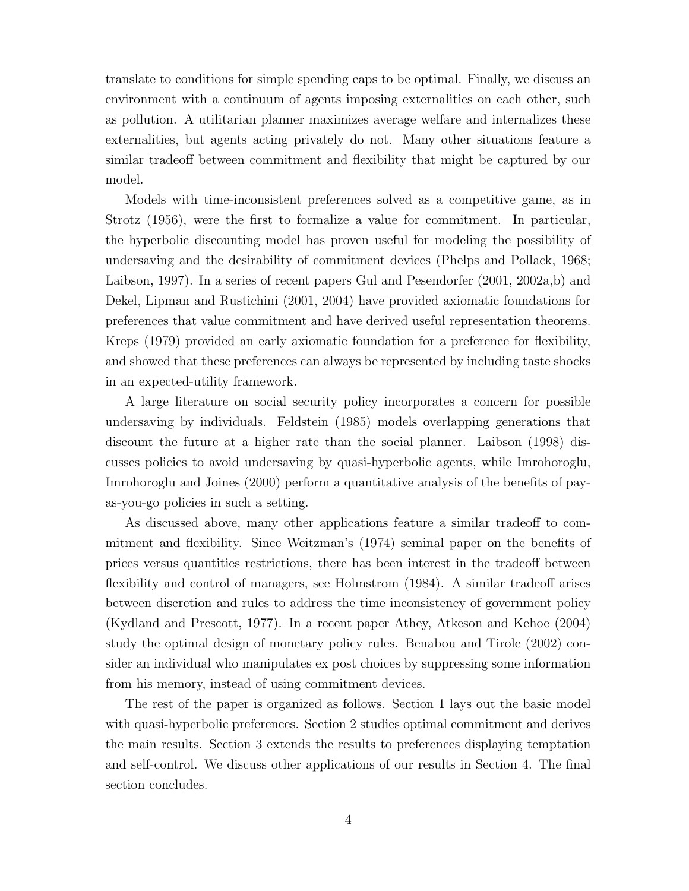translate to conditions for simple spending caps to be optimal. Finally, we discuss an environment with a continuum of agents imposing externalities on each other, such as pollution. A utilitarian planner maximizes average welfare and internalizes these externalities, but agents acting privately do not. Many other situations feature a similar tradeoff between commitment and flexibility that might be captured by our model.

Models with time-inconsistent preferences solved as a competitive game, as in Strotz (1956), were the first to formalize a value for commitment. In particular, the hyperbolic discounting model has proven useful for modeling the possibility of undersaving and the desirability of commitment devices (Phelps and Pollack, 1968; Laibson, 1997). In a series of recent papers Gul and Pesendorfer (2001, 2002a,b) and Dekel, Lipman and Rustichini (2001, 2004) have provided axiomatic foundations for preferences that value commitment and have derived useful representation theorems. Kreps (1979) provided an early axiomatic foundation for a preference for flexibility, and showed that these preferences can always be represented by including taste shocks in an expected-utility framework.

A large literature on social security policy incorporates a concern for possible undersaving by individuals. Feldstein (1985) models overlapping generations that discount the future at a higher rate than the social planner. Laibson (1998) discusses policies to avoid undersaving by quasi-hyperbolic agents, while Imrohoroglu, Imrohoroglu and Joines (2000) perform a quantitative analysis of the benefits of pay-as-you-go policies in such a setting.

As discussed above, many other applications feature a similar tradeoff to commitment and flexibility. Since Weitzman's (1974) seminal paper on the benefits of prices versus quantities restrictions, there has been interest in the tradeoff between flexibility and control of managers, see Holmstrom (1984). A similar tradeoff arises between discretion and rules to address the time inconsistency of government policy (Kydland and Prescott, 1977). In a recent paper Athey, Atkeson and Kehoe (2004) study the optimal design of monetary policy rules. Benabou and Tirole (2002) consider an individual who manipulates ex post choices by suppressing some information from his memory, instead of using commitment devices.

The rest of the paper is organized as follows. Section 1 lays out the basic model with quasi-hyperbolic preferences. Section 2 studies optimal commitment and derives the main results. Section 3 extends the results to preferences displaying temptation and self-control. We discuss other applications of our results in Section 4. The final section concludes.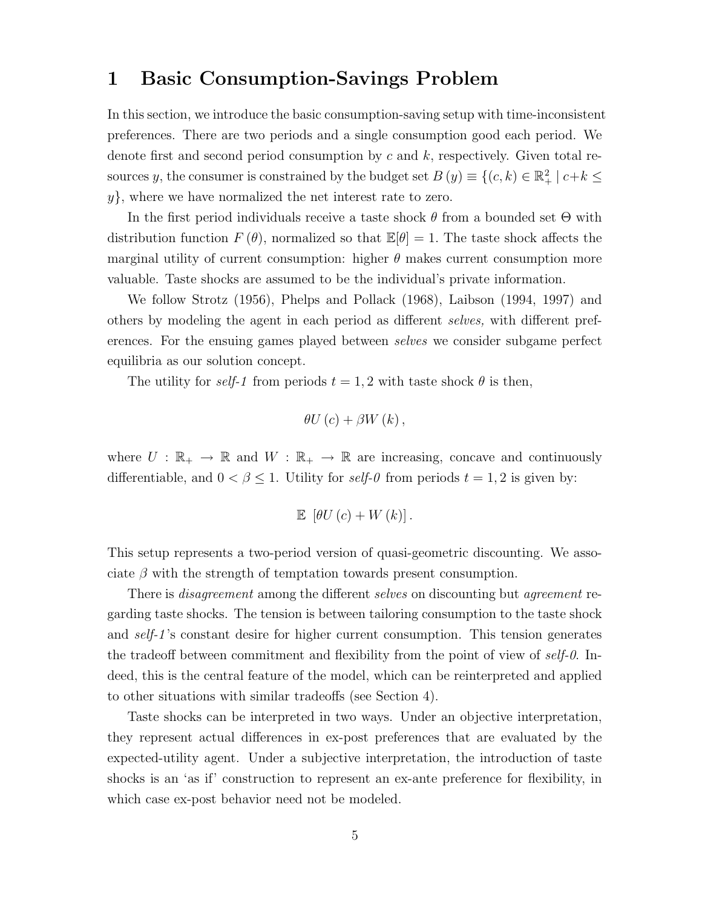# 1 Basic Consumption-Savings Problem

In this section, we introduce the basic consumption-saving setup with time-inconsistent preferences. There are two periods and a single consumption good each period. We denote first and second period consumption by $c$ and $k$, respectively. Given total resources $y$, the consumer is constrained by the budget set $B(y) \equiv \{(c,k) \in \mathbb{R}^2_+ \mid c+k \leq y\}$, where we have normalized the net interest rate to zero.

In the first period individuals receive a taste shock $\theta$ from a bounded set $\Theta$ with distribution function $F(\theta)$, normalized so that $\mathbb{E}[\theta] = 1$. The taste shock affects the marginal utility of current consumption: higher $\theta$ makes current consumption more valuable. Taste shocks are assumed to be the individual's private information.

We follow Strotz (1956), Phelps and Pollack (1968), Laibson (1994, 1997) and others by modeling the agent in each period as different *selves,* with different preferences. For the ensuing games played between *selves* we consider subgame perfect equilibria as our solution concept.

The utility for *self-1* from periods $t = 1, 2$ with taste shock $\theta$ is then,

$$\theta U(c) + \beta W(k),$$

where $U : \mathbb{R}_+ \to \mathbb{R}$ and $W : \mathbb{R}_+ \to \mathbb{R}$ are increasing, concave and continuously differentiable, and $0 < \beta \leq 1$. Utility for *self-0* from periods $t = 1, 2$ is given by:

$$\mathbb{E}\ [\theta U(c) + W(k)].$$

This setup represents a two-period version of quasi-geometric discounting. We associate $\beta$ with the strength of temptation towards present consumption.

There is *disagreement* among the different *selves* on discounting but *agreement* regarding taste shocks. The tension is between tailoring consumption to the taste shock and *self-1*'s constant desire for higher current consumption. This tension generates the tradeoff between commitment and flexibility from the point of view of *self-0*. Indeed, this is the central feature of the model, which can be reinterpreted and applied to other situations with similar tradeoffs (see Section 4).

Taste shocks can be interpreted in two ways. Under an objective interpretation, they represent actual differences in ex-post preferences that are evaluated by the expected-utility agent. Under a subjective interpretation, the introduction of taste shocks is an 'as if' construction to represent an ex-ante preference for flexibility, in which case ex-post behavior need not be modeled.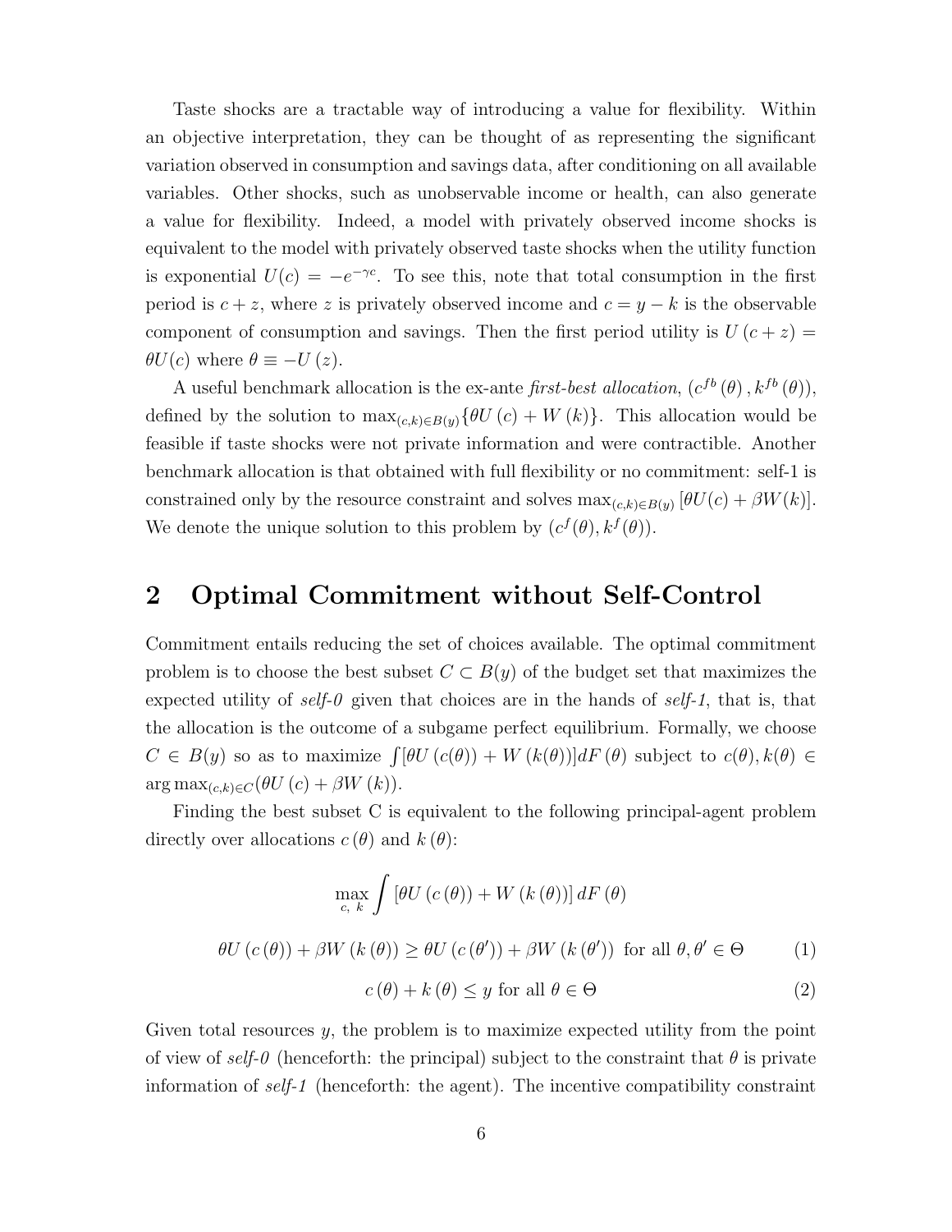Taste shocks are a tractable way of introducing a value for flexibility. Within an objective interpretation, they can be thought of as representing the significant variation observed in consumption and savings data, after conditioning on all available variables. Other shocks, such as unobservable income or health, can also generate a value for flexibility. Indeed, a model with privately observed income shocks is equivalent to the model with privately observed taste shocks when the utility function is exponential $U(c) = -e^{-\gamma c}$. To see this, note that total consumption in the first period is $c + z$, where $z$ is privately observed income and $c = y - k$ is the observable component of consumption and savings. Then the first period utility is $U(c + z) = \theta U(c)$ where $\theta \equiv -U(z)$.

A useful benchmark allocation is the ex-ante *first-best allocation*, $(c^{fb}(\theta), k^{fb}(\theta))$, defined by the solution to $\max_{(c,k)\in B(y)}\{\theta U(c) + W(k)\}$. This allocation would be feasible if taste shocks were not private information and were contractible. Another benchmark allocation is that obtained with full flexibility or no commitment: self-1 is constrained only by the resource constraint and solves $\max_{(c,k)\in B(y)}[\theta U(c) + \beta W(k)]$. We denote the unique solution to this problem by $(c^f(\theta), k^f(\theta))$.

## 2 Optimal Commitment without Self-Control

Commitment entails reducing the set of choices available. The optimal commitment problem is to choose the best subset $C \subset B(y)$ of the budget set that maximizes the expected utility of *self-0* given that choices are in the hands of *self-1*, that is, that the allocation is the outcome of a subgame perfect equilibrium. Formally, we choose $C \in B(y)$ so as to maximize $\int[\theta U(c(\theta)) + W(k(\theta))]dF(\theta)$ subject to $c(\theta), k(\theta) \in \arg\max_{(c,k)\in C}(\theta U(c) + \beta W(k))$.

Finding the best subset C is equivalent to the following principal-agent problem directly over allocations $c(\theta)$ and $k(\theta)$:

$$\max_{c,\ k} \int [\theta U(c(\theta)) + W(k(\theta))]\, dF(\theta)$$

$$\theta U(c(\theta)) + \beta W(k(\theta)) \geq \theta U(c(\theta')) + \beta W(k(\theta')) \text{ for all } \theta, \theta' \in \Theta \tag{1}$$

$$c(\theta) + k(\theta) \leq y \text{ for all } \theta \in \Theta \tag{2}$$

Given total resources $y$, the problem is to maximize expected utility from the point of view of *self-0* (henceforth: the principal) subject to the constraint that $\theta$ is private information of *self-1* (henceforth: the agent). The incentive compatibility constraint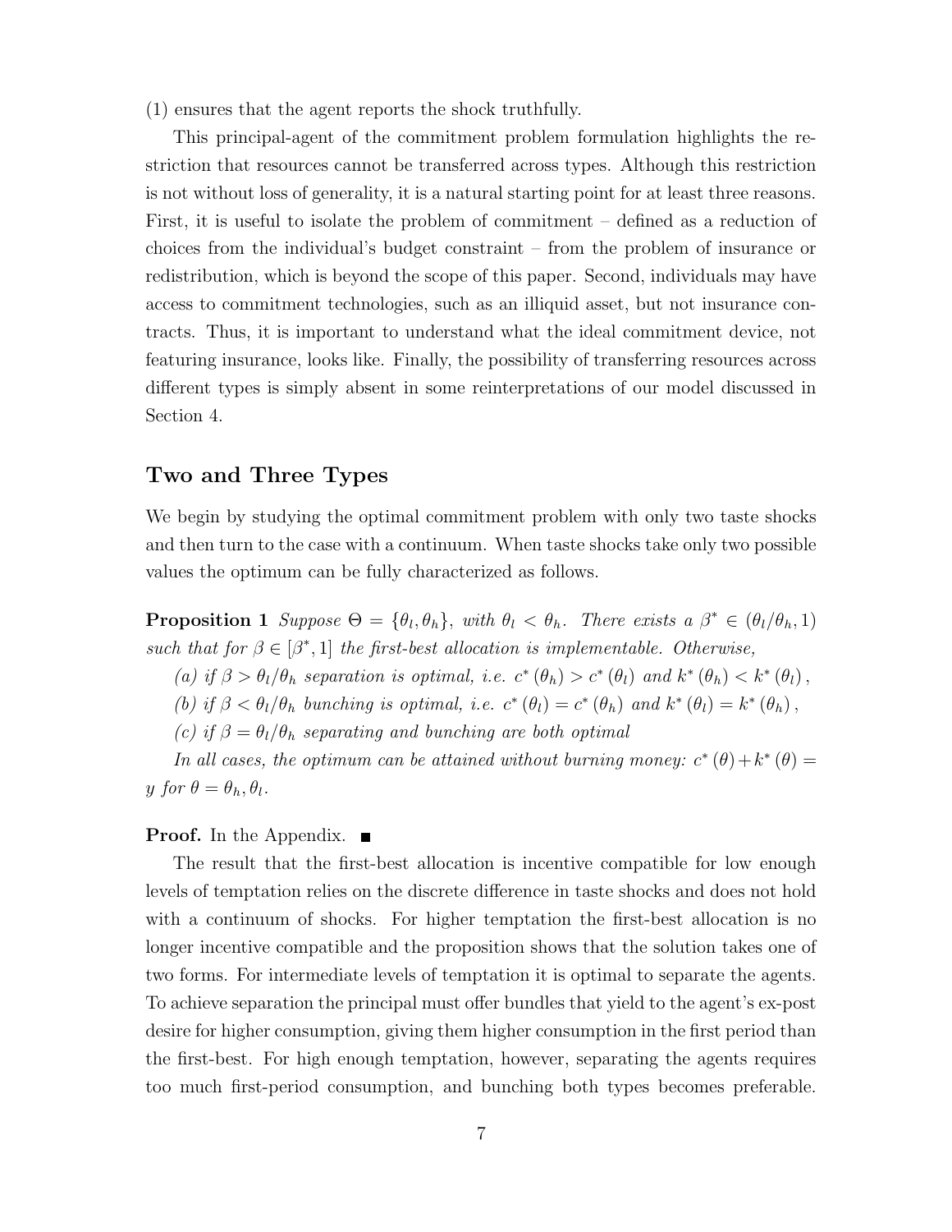(1) ensures that the agent reports the shock truthfully.

This principal-agent of the commitment problem formulation highlights the restriction that resources cannot be transferred across types. Although this restriction is not without loss of generality, it is a natural starting point for at least three reasons. First, it is useful to isolate the problem of commitment – defined as a reduction of choices from the individual's budget constraint – from the problem of insurance or redistribution, which is beyond the scope of this paper. Second, individuals may have access to commitment technologies, such as an illiquid asset, but not insurance contracts. Thus, it is important to understand what the ideal commitment device, not featuring insurance, looks like. Finally, the possibility of transferring resources across different types is simply absent in some reinterpretations of our model discussed in Section 4.

## Two and Three Types

We begin by studying the optimal commitment problem with only two taste shocks and then turn to the case with a continuum. When taste shocks take only two possible values the optimum can be fully characterized as follows.

**Proposition 1** *Suppose $\Theta = \{\theta_l, \theta_h\}$, with $\theta_l < \theta_h$. There exists a $\beta^* \in (\theta_l/\theta_h, 1)$ such that for $\beta \in [\beta^*, 1]$ the first-best allocation is implementable. Otherwise,*

*(a) if $\beta > \theta_l/\theta_h$ separation is optimal, i.e. $c^*(\theta_h) > c^*(\theta_l)$ and $k^*(\theta_h) < k^*(\theta_l)$,*

*(b) if $\beta < \theta_l/\theta_h$ bunching is optimal, i.e. $c^*(\theta_l) = c^*(\theta_h)$ and $k^*(\theta_l) = k^*(\theta_h)$,*

*(c) if $\beta = \theta_l/\theta_h$ separating and bunching are both optimal*

*In all cases, the optimum can be attained without burning money: $c^*(\theta) + k^*(\theta) = y$ for $\theta = \theta_h, \theta_l$.*

**Proof.** In the Appendix. ∎

The result that the first-best allocation is incentive compatible for low enough levels of temptation relies on the discrete difference in taste shocks and does not hold with a continuum of shocks. For higher temptation the first-best allocation is no longer incentive compatible and the proposition shows that the solution takes one of two forms. For intermediate levels of temptation it is optimal to separate the agents. To achieve separation the principal must offer bundles that yield to the agent's ex-post desire for higher consumption, giving them higher consumption in the first period than the first-best. For high enough temptation, however, separating the agents requires too much first-period consumption, and bunching both types becomes preferable.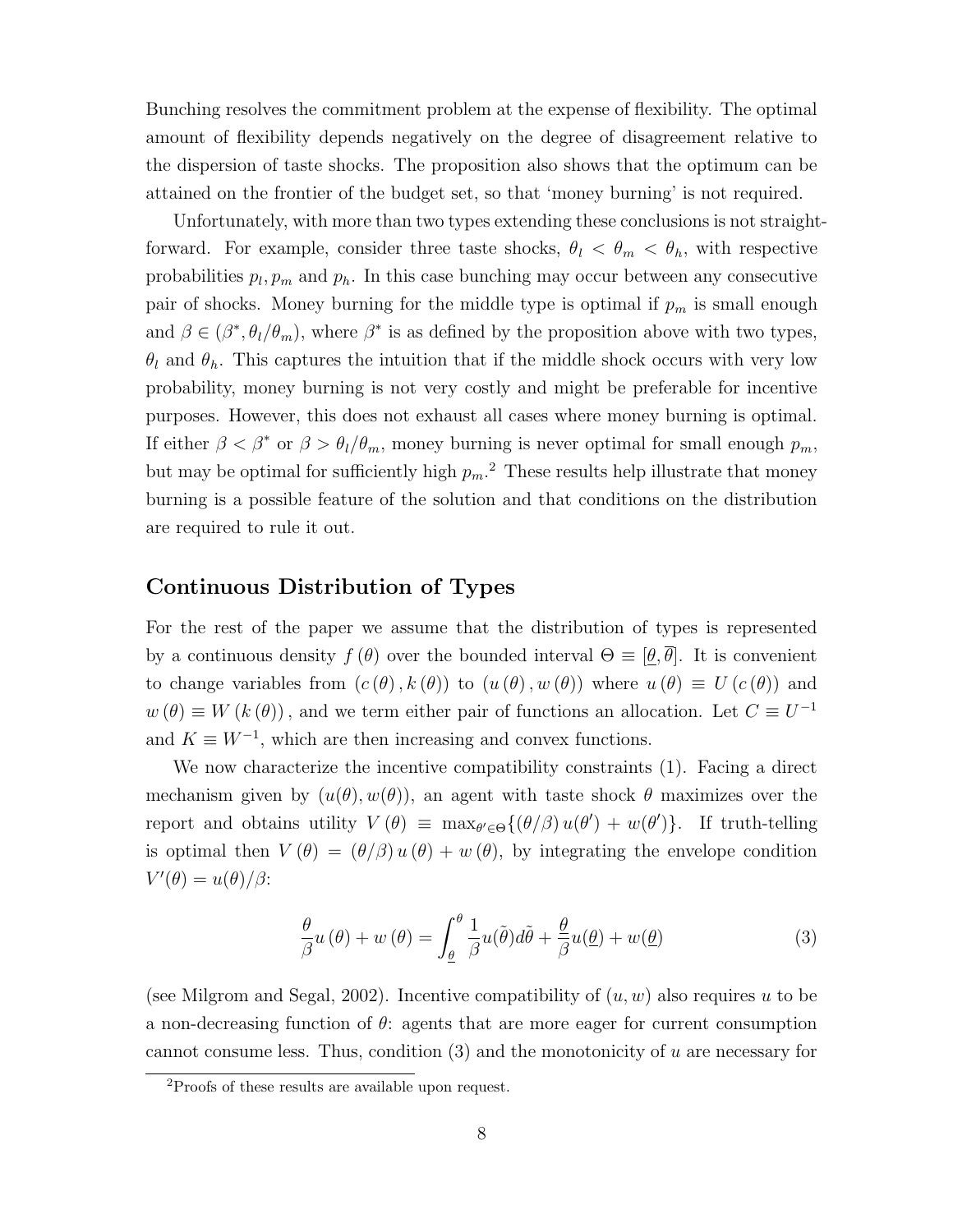Bunching resolves the commitment problem at the expense of flexibility. The optimal amount of flexibility depends negatively on the degree of disagreement relative to the dispersion of taste shocks. The proposition also shows that the optimum can be attained on the frontier of the budget set, so that 'money burning' is not required.

Unfortunately, with more than two types extending these conclusions is not straightforward. For example, consider three taste shocks, $\theta_l < \theta_m < \theta_h$, with respective probabilities $p_l, p_m$ and $p_h$. In this case bunching may occur between any consecutive pair of shocks. Money burning for the middle type is optimal if $p_m$ is small enough and $\beta \in (\beta^*, \theta_l/\theta_m)$, where $\beta^*$ is as defined by the proposition above with two types, $\theta_l$ and $\theta_h$. This captures the intuition that if the middle shock occurs with very low probability, money burning is not very costly and might be preferable for incentive purposes. However, this does not exhaust all cases where money burning is optimal. If either $\beta < \beta^*$ or $\beta > \theta_l/\theta_m$, money burning is never optimal for small enough $p_m$, but may be optimal for sufficiently high $p_m$.[2] These results help illustrate that money burning is a possible feature of the solution and that conditions on the distribution are required to rule it out.

## Continuous Distribution of Types

For the rest of the paper we assume that the distribution of types is represented by a continuous density $f(\theta)$ over the bounded interval $\Theta \equiv [\underline{\theta}, \overline{\theta}]$. It is convenient to change variables from $(c(\theta), k(\theta))$ to $(u(\theta), w(\theta))$ where $u(\theta) \equiv U(c(\theta))$ and $w(\theta) \equiv W(k(\theta))$, and we term either pair of functions an allocation. Let $C \equiv U^{-1}$ and $K \equiv W^{-1}$, which are then increasing and convex functions.

We now characterize the incentive compatibility constraints (1). Facing a direct mechanism given by $(u(\theta), w(\theta))$, an agent with taste shock $\theta$ maximizes over the report and obtains utility $V(\theta) \equiv \max_{\theta' \in \Theta}\{(\theta/\beta)\, u(\theta') + w(\theta')\}$. If truth-telling is optimal then $V(\theta) = (\theta/\beta)\, u(\theta) + w(\theta)$, by integrating the envelope condition $V'(\theta) = u(\theta)/\beta$:

$$\frac{\theta}{\beta} u(\theta) + w(\theta) = \int_{\underline{\theta}}^{\theta} \frac{1}{\beta} u(\tilde{\theta}) d\tilde{\theta} + \frac{\underline{\theta}}{\beta} u(\underline{\theta}) + w(\underline{\theta}) \tag{3}$$

(see Milgrom and Segal, 2002). Incentive compatibility of $(u, w)$ also requires $u$ to be a non-decreasing function of $\theta$: agents that are more eager for current consumption cannot consume less. Thus, condition (3) and the monotonicity of $u$ are necessary for

[2] Proofs of these results are available upon request.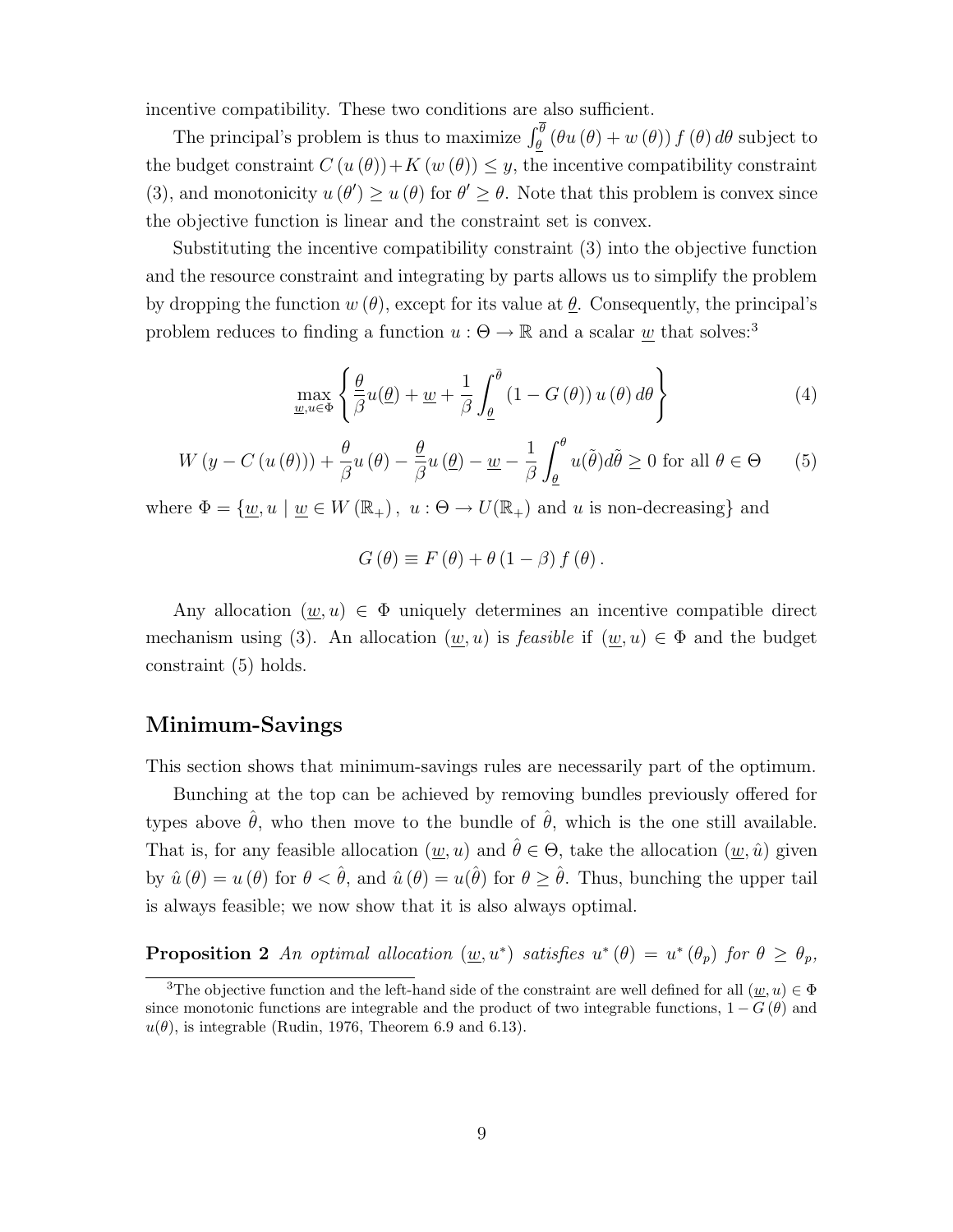incentive compatibility. These two conditions are also sufficient.

The principal's problem is thus to maximize $\int_{\underline{\theta}}^{\overline{\theta}} (\theta u(\theta) + w(\theta)) f(\theta) d\theta$ subject to the budget constraint $C(u(\theta)) + K(w(\theta)) \leq y$, the incentive compatibility constraint (3), and monotonicity $u(\theta') \geq u(\theta)$ for $\theta' \geq \theta$. Note that this problem is convex since the objective function is linear and the constraint set is convex.

Substituting the incentive compatibility constraint (3) into the objective function and the resource constraint and integrating by parts allows us to simplify the problem by dropping the function $w(\theta)$, except for its value at $\underline{\theta}$. Consequently, the principal's problem reduces to finding a function $u : \Theta \to \mathbb{R}$ and a scalar $\underline{w}$ that solves:[3]

$$\max_{\underline{w}, u \in \Phi} \left\{ \frac{\underline{\theta}}{\beta} u(\underline{\theta}) + \underline{w} + \frac{1}{\beta} \int_{\underline{\theta}}^{\bar{\theta}} (1 - G(\theta)) u(\theta) d\theta \right\} \tag{4}$$

$$W(y - C(u(\theta))) + \frac{\theta}{\beta} u(\theta) - \frac{\underline{\theta}}{\beta} u(\underline{\theta}) - \underline{w} - \frac{1}{\beta} \int_{\underline{\theta}}^{\theta} u(\tilde{\theta}) d\tilde{\theta} \geq 0 \text{ for all } \theta \in \Theta \tag{5}$$

where $\Phi = \{\underline{w}, u \mid \underline{w} \in W(\mathbb{R}_+),\ u : \Theta \to U(\mathbb{R}_+) \text{ and } u \text{ is non-decreasing}\}$ and

$$G(\theta) \equiv F(\theta) + \theta(1 - \beta) f(\theta).$$

Any allocation $(\underline{w}, u) \in \Phi$ uniquely determines an incentive compatible direct mechanism using (3). An allocation $(\underline{w}, u)$ is *feasible* if $(\underline{w}, u) \in \Phi$ and the budget constraint (5) holds.

## Minimum-Savings

This section shows that minimum-savings rules are necessarily part of the optimum.

Bunching at the top can be achieved by removing bundles previously offered for types above $\hat{\theta}$, who then move to the bundle of $\hat{\theta}$, which is the one still available. That is, for any feasible allocation $(\underline{w}, u)$ and $\hat{\theta} \in \Theta$, take the allocation $(\underline{w}, \hat{u})$ given by $\hat{u}(\theta) = u(\theta)$ for $\theta < \hat{\theta}$, and $\hat{u}(\theta) = u(\hat{\theta})$ for $\theta \geq \hat{\theta}$. Thus, bunching the upper tail is always feasible; we now show that it is also always optimal.

**Proposition 2** *An optimal allocation $(\underline{w}, u^*)$ satisfies $u^*(\theta) = u^*(\theta_p)$ for $\theta \geq \theta_p$,*

[3] The objective function and the left-hand side of the constraint are well defined for all $(\underline{w}, u) \in \Phi$ since monotonic functions are integrable and the product of two integrable functions, $1 - G(\theta)$ and $u(\theta)$, is integrable (Rudin, 1976, Theorem 6.9 and 6.13).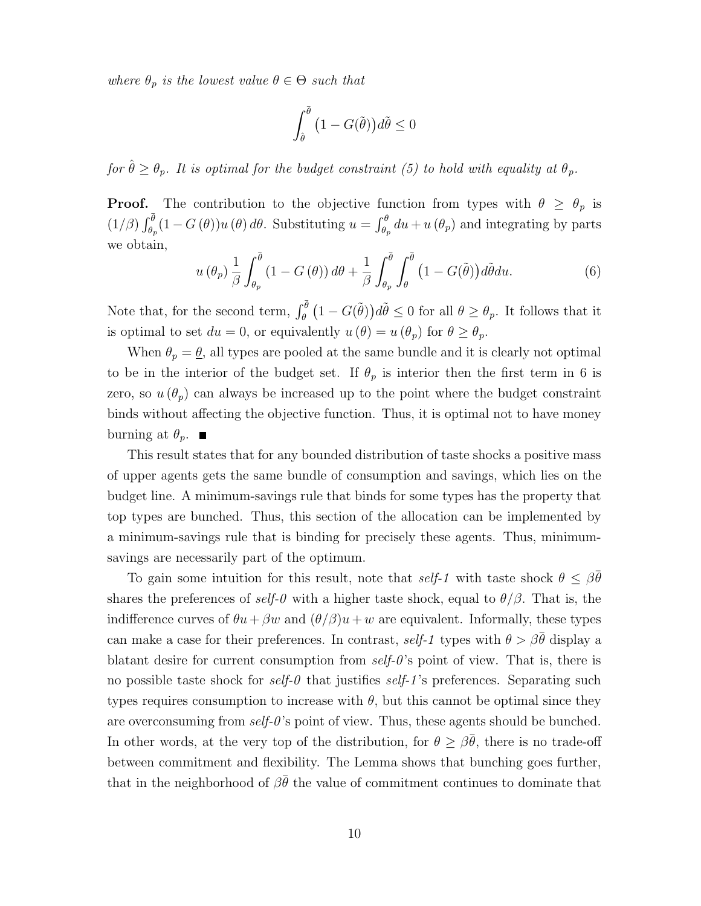*where $\theta_p$ is the lowest value $\theta \in \Theta$ such that*

$$\int_{\hat{\theta}}^{\bar{\theta}} \big(1 - G(\tilde{\theta})\big) d\tilde{\theta} \leq 0$$

*for $\hat{\theta} \geq \theta_p$. It is optimal for the budget constraint (5) to hold with equality at $\theta_p$.*

**Proof.** The contribution to the objective function from types with $\theta \geq \theta_p$ is $(1/\beta)\int_{\theta_p}^{\bar{\theta}}(1 - G(\theta))u(\theta)\, d\theta$. Substituting $u = \int_{\theta_p}^{\theta} du + u(\theta_p)$ and integrating by parts we obtain,

$$u(\theta_p)\frac{1}{\beta}\int_{\theta_p}^{\bar{\theta}}(1 - G(\theta))\, d\theta + \frac{1}{\beta}\int_{\theta_p}^{\bar{\theta}}\int_{\theta}^{\bar{\theta}}\big(1 - G(\tilde{\theta})\big)d\tilde{\theta}du. \tag{6}$$

Note that, for the second term, $\int_{\theta}^{\bar{\theta}}\big(1 - G(\tilde{\theta})\big)d\tilde{\theta} \leq 0$ for all $\theta \geq \theta_p$. It follows that it is optimal to set $du = 0$, or equivalently $u(\theta) = u(\theta_p)$ for $\theta \geq \theta_p$.

When $\theta_p = \underline{\theta}$, all types are pooled at the same bundle and it is clearly not optimal to be in the interior of the budget set. If $\theta_p$ is interior then the first term in 6 is zero, so $u(\theta_p)$ can always be increased up to the point where the budget constraint binds without affecting the objective function. Thus, it is optimal not to have money burning at $\theta_p$. ■

This result states that for any bounded distribution of taste shocks a positive mass of upper agents gets the same bundle of consumption and savings, which lies on the budget line. A minimum-savings rule that binds for some types has the property that top types are bunched. Thus, this section of the allocation can be implemented by a minimum-savings rule that is binding for precisely these agents. Thus, minimum-savings are necessarily part of the optimum.

To gain some intuition for this result, note that *self-1* with taste shock $\theta \leq \beta\bar{\theta}$ shares the preferences of *self-0* with a higher taste shock, equal to $\theta/\beta$. That is, the indifference curves of $\theta u + \beta w$ and $(\theta/\beta)u + w$ are equivalent. Informally, these types can make a case for their preferences. In contrast, *self-1* types with $\theta > \beta\bar{\theta}$ display a blatant desire for current consumption from *self-0*'s point of view. That is, there is no possible taste shock for *self-0* that justifies *self-1*'s preferences. Separating such types requires consumption to increase with $\theta$, but this cannot be optimal since they are overconsuming from *self-0*'s point of view. Thus, these agents should be bunched. In other words, at the very top of the distribution, for $\theta \geq \beta\bar{\theta}$, there is no trade-off between commitment and flexibility. The Lemma shows that bunching goes further, that in the neighborhood of $\beta\bar{\theta}$ the value of commitment continues to dominate that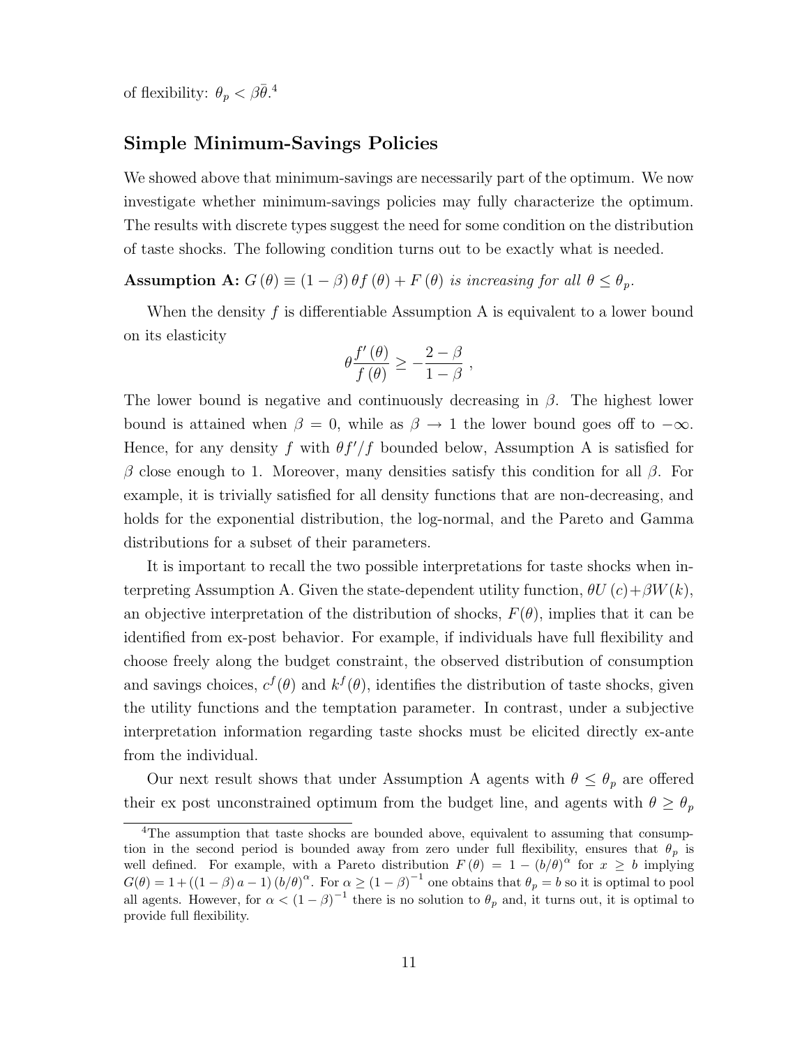of flexibility: $\theta_p < \beta\bar{\theta}$.[4]

## Simple Minimum-Savings Policies

We showed above that minimum-savings are necessarily part of the optimum. We now investigate whether minimum-savings policies may fully characterize the optimum. The results with discrete types suggest the need for some condition on the distribution of taste shocks. The following condition turns out to be exactly what is needed.

**Assumption A:** *$G(\theta) \equiv (1-\beta)\theta f(\theta) + F(\theta)$ is increasing for all $\theta \leq \theta_p$.*

When the density $f$ is differentiable Assumption A is equivalent to a lower bound on its elasticity

$$\theta \frac{f'(\theta)}{f(\theta)} \geq -\frac{2-\beta}{1-\beta} \ ,$$

The lower bound is negative and continuously decreasing in $\beta$. The highest lower bound is attained when $\beta = 0$, while as $\beta \to 1$ the lower bound goes off to $-\infty$. Hence, for any density $f$ with $\theta f'/f$ bounded below, Assumption A is satisfied for $\beta$ close enough to 1. Moreover, many densities satisfy this condition for all $\beta$. For example, it is trivially satisfied for all density functions that are non-decreasing, and holds for the exponential distribution, the log-normal, and the Pareto and Gamma distributions for a subset of their parameters.

It is important to recall the two possible interpretations for taste shocks when interpreting Assumption A. Given the state-dependent utility function, $\theta U(c) + \beta W(k)$, an objective interpretation of the distribution of shocks, $F(\theta)$, implies that it can be identified from ex-post behavior. For example, if individuals have full flexibility and choose freely along the budget constraint, the observed distribution of consumption and savings choices, $c^f(\theta)$ and $k^f(\theta)$, identifies the distribution of taste shocks, given the utility functions and the temptation parameter. In contrast, under a subjective interpretation information regarding taste shocks must be elicited directly ex-ante from the individual.

Our next result shows that under Assumption A agents with $\theta \leq \theta_p$ are offered their ex post unconstrained optimum from the budget line, and agents with $\theta \geq \theta_p$

[4] The assumption that taste shocks are bounded above, equivalent to assuming that consumption in the second period is bounded away from zero under full flexibility, ensures that $\theta_p$ is well defined. For example, with a Pareto distribution $F(\theta) = 1 - (b/\theta)^\alpha$ for $x \geq b$ implying $G(\theta) = 1 + ((1-\beta)a - 1)(b/\theta)^\alpha$. For $\alpha \geq (1-\beta)^{-1}$ one obtains that $\theta_p = b$ so it is optimal to pool all agents. However, for $\alpha < (1-\beta)^{-1}$ there is no solution to $\theta_p$ and, it turns out, it is optimal to provide full flexibility.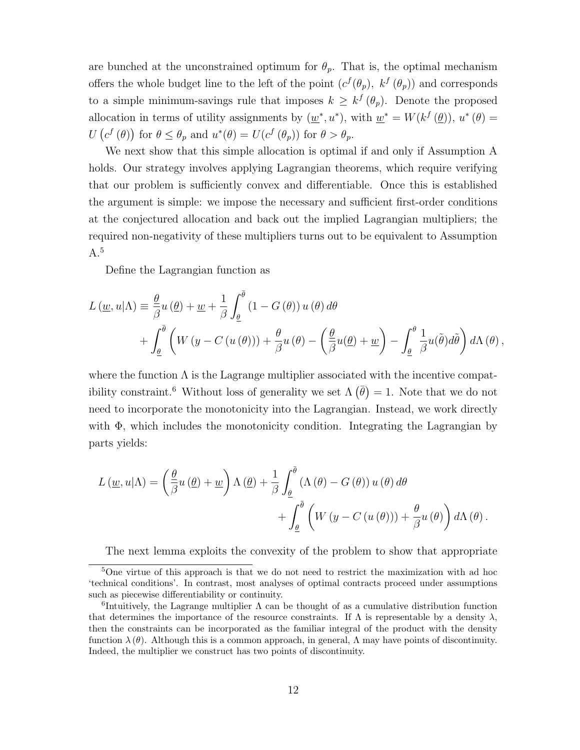are bunched at the unconstrained optimum for $\theta_p$. That is, the optimal mechanism offers the whole budget line to the left of the point $(c^f(\theta_p),\ k^f(\theta_p))$ and corresponds to a simple minimum-savings rule that imposes $k \geq k^f(\theta_p)$. Denote the proposed allocation in terms of utility assignments by $(\underline{w}^*, u^*)$, with $\underline{w}^* = W(k^f(\underline{\theta}))$, $u^*(\theta) = U\left(c^f(\theta)\right)$ for $\theta \leq \theta_p$ and $u^*(\theta) = U(c^f(\theta_p))$ for $\theta > \theta_p$.

We next show that this simple allocation is optimal if and only if Assumption A holds. Our strategy involves applying Lagrangian theorems, which require verifying that our problem is sufficiently convex and differentiable. Once this is established the argument is simple: we impose the necessary and sufficient first-order conditions at the conjectured allocation and back out the implied Lagrangian multipliers; the required non-negativity of these multipliers turns out to be equivalent to Assumption A.[5]

Define the Lagrangian function as

$$
\begin{aligned}
L(\underline{w}, u|\Lambda) \equiv \frac{\theta}{\beta} u(\underline{\theta}) + \underline{w} + \frac{1}{\beta}\int_{\underline{\theta}}^{\bar{\theta}} (1 - G(\theta))\, u(\theta)\, d\theta \\
+ \int_{\underline{\theta}}^{\bar{\theta}} \left( W(y - C(u(\theta))) + \frac{\theta}{\beta} u(\theta) - \left(\frac{\underline{\theta}}{\beta} u(\underline{\theta}) + \underline{w}\right) - \int_{\underline{\theta}}^{\theta} \frac{1}{\beta} u(\tilde{\theta}) d\tilde{\theta} \right) d\Lambda(\theta),
\end{aligned}
$$

where the function $\Lambda$ is the Lagrange multiplier associated with the incentive compatibility constraint.[6] Without loss of generality we set $\Lambda\left(\bar{\theta}\right) = 1$. Note that we do not need to incorporate the monotonicity into the Lagrangian. Instead, we work directly with $\Phi$, which includes the monotonicity condition. Integrating the Lagrangian by parts yields:

$$
\begin{aligned}
L(\underline{w}, u|\Lambda) = \left(\frac{\theta}{\beta} u(\underline{\theta}) + \underline{w}\right) \Lambda(\underline{\theta}) + \frac{1}{\beta}\int_{\underline{\theta}}^{\bar{\theta}} (\Lambda(\theta) - G(\theta))\, u(\theta)\, d\theta \\
+ \int_{\underline{\theta}}^{\bar{\theta}} \left( W(y - C(u(\theta))) + \frac{\theta}{\beta} u(\theta) \right) d\Lambda(\theta).
\end{aligned}
$$

The next lemma exploits the convexity of the problem to show that appropriate

---

[5] One virtue of this approach is that we do not need to restrict the maximization with ad hoc 'technical conditions'. In contrast, most analyses of optimal contracts proceed under assumptions such as piecewise differentiability or continuity.

[6] Intuitively, the Lagrange multiplier $\Lambda$ can be thought of as a cumulative distribution function that determines the importance of the resource constraints. If $\Lambda$ is representable by a density $\lambda$, then the constraints can be incorporated as the familiar integral of the product with the density function $\lambda(\theta)$. Although this is a common approach, in general, $\Lambda$ may have points of discontinuity. Indeed, the multiplier we construct has two points of discontinuity.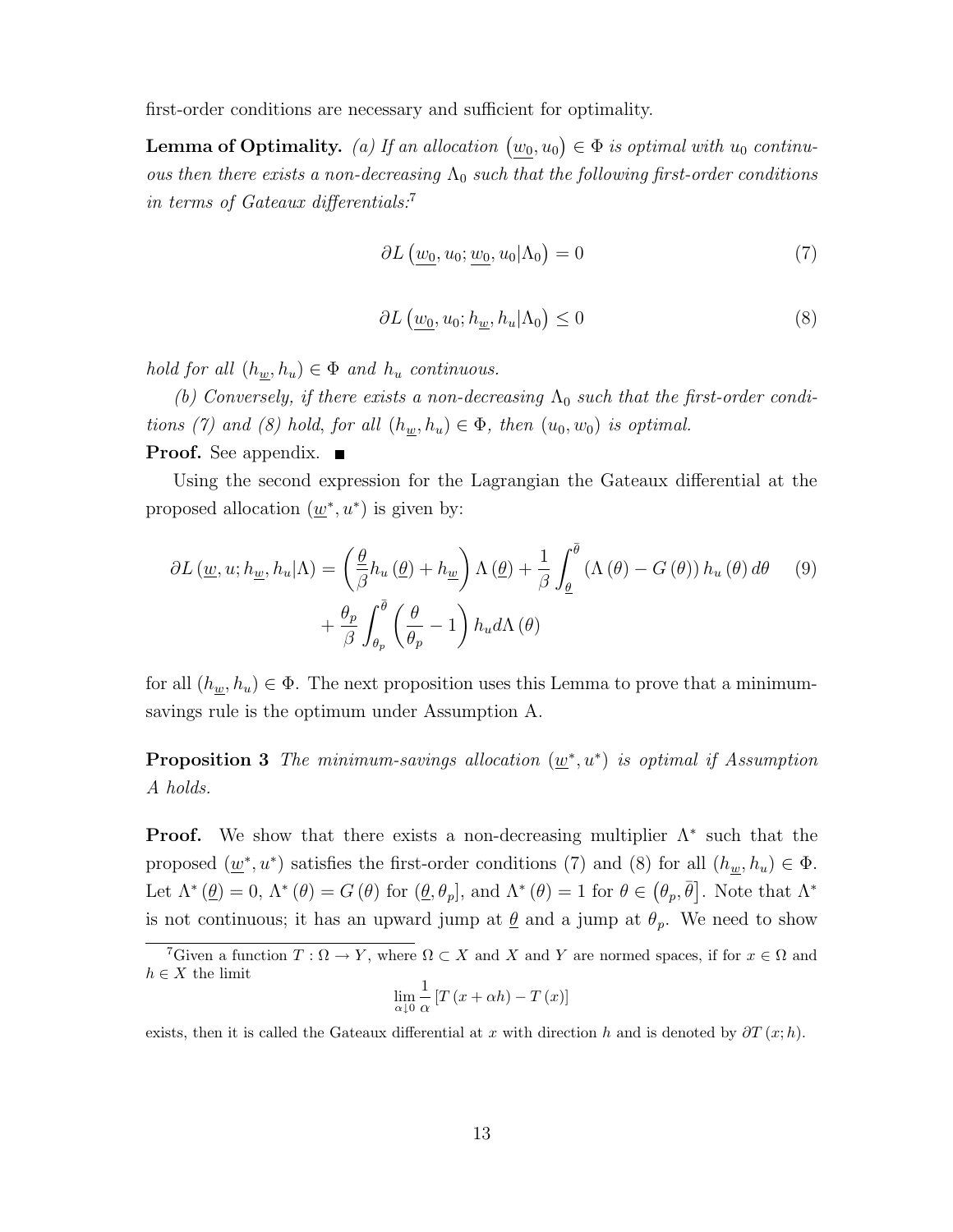first-order conditions are necessary and sufficient for optimality.

**Lemma of Optimality.** *(a) If an allocation $(\underline{w_0}, u_0) \in \Phi$ is optimal with $u_0$ continuous then there exists a non-decreasing $\Lambda_0$ such that the following first-order conditions in terms of Gateaux differentials:*[7]

$$\partial L\left(\underline{w_0}, u_0; \underline{w_0}, u_0 | \Lambda_0\right) = 0 \tag{7}$$

$$\partial L\left(\underline{w_0}, u_0; h_{\underline{w}}, h_u | \Lambda_0\right) \leq 0 \tag{8}$$

*hold for all $(h_{\underline{w}}, h_u) \in \Phi$ and $h_u$ continuous.*

*(b) Conversely, if there exists a non-decreasing $\Lambda_0$ such that the first-order conditions (7) and (8) hold, for all $(h_{\underline{w}}, h_u) \in \Phi$, then $(u_0, w_0)$ is optimal.*

**Proof.** See appendix. ■

Using the second expression for the Lagrangian the Gateaux differential at the proposed allocation $(\underline{w}^*, u^*)$ is given by:

$$\begin{aligned}\partial L\left(\underline{w}, u; h_{\underline{w}}, h_u | \Lambda\right) = \left(\frac{\underline{\theta}}{\beta} h_u\left(\underline{\theta}\right) + h_{\underline{w}}\right) \Lambda\left(\underline{\theta}\right) + \frac{1}{\beta} \int_{\underline{\theta}}^{\bar{\theta}} \left(\Lambda\left(\theta\right) - G\left(\theta\right)\right) h_u\left(\theta\right) d\theta \\ + \frac{\theta_p}{\beta} \int_{\theta_p}^{\bar{\theta}} \left(\frac{\theta}{\theta_p} - 1\right) h_u d\Lambda\left(\theta\right)\end{aligned} \tag{9}$$

for all $(h_{\underline{w}}, h_u) \in \Phi$. The next proposition uses this Lemma to prove that a minimum-savings rule is the optimum under Assumption A.

**Proposition 3** *The minimum-savings allocation $(\underline{w}^*, u^*)$ is optimal if Assumption A holds.*

**Proof.** We show that there exists a non-decreasing multiplier $\Lambda^*$ such that the proposed $(\underline{w}^*, u^*)$ satisfies the first-order conditions (7) and (8) for all $(h_{\underline{w}}, h_u) \in \Phi$. Let $\Lambda^*(\underline{\theta}) = 0$, $\Lambda^*(\theta) = G(\theta)$ for $(\underline{\theta}, \theta_p]$, and $\Lambda^*(\theta) = 1$ for $\theta \in (\theta_p, \bar{\theta}]$. Note that $\Lambda^*$ is not continuous; it has an upward jump at $\underline{\theta}$ and a jump at $\theta_p$. We need to show

[7] Given a function $T : \Omega \to Y$, where $\Omega \subset X$ and $X$ and $Y$ are normed spaces, if for $x \in \Omega$ and $h \in X$ the limit

$$\lim_{\alpha \downarrow 0} \frac{1}{\alpha} \left[T\left(x + \alpha h\right) - T\left(x\right)\right]$$

exists, then it is called the Gateaux differential at $x$ with direction $h$ and is denoted by $\partial T(x; h)$.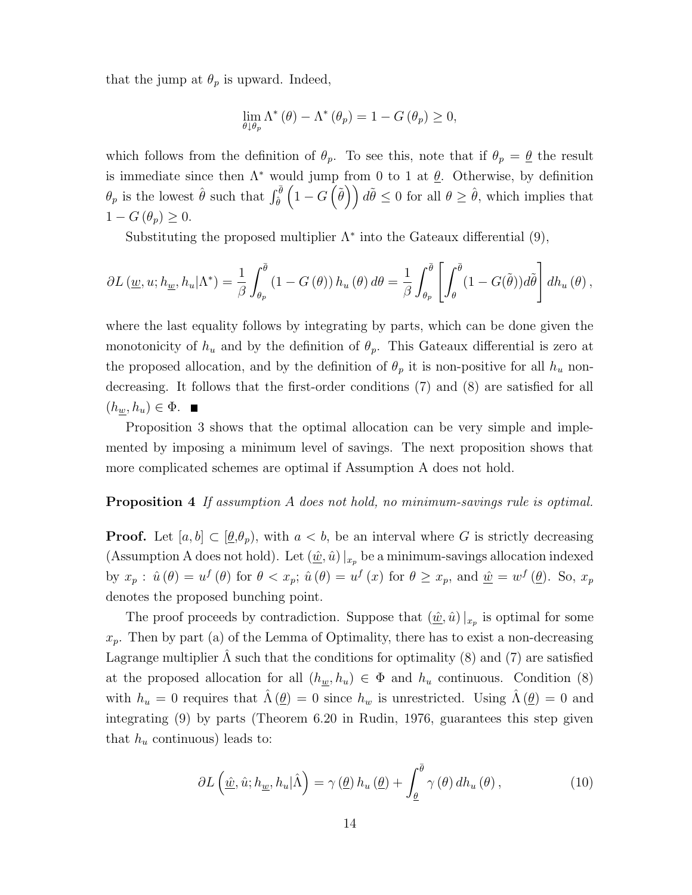that the jump at $\theta_p$ is upward. Indeed,

$$\lim_{\theta \downarrow \theta_p} \Lambda^*(\theta) - \Lambda^*(\theta_p) = 1 - G(\theta_p) \geq 0,$$

which follows from the definition of $\theta_p$. To see this, note that if $\theta_p = \underline{\theta}$ the result is immediate since then $\Lambda^*$ would jump from 0 to 1 at $\underline{\theta}$. Otherwise, by definition $\theta_p$ is the lowest $\hat{\theta}$ such that $\int_{\hat{\theta}}^{\bar{\theta}} \left(1 - G\left(\tilde{\theta}\right)\right) d\tilde{\theta} \leq 0$ for all $\theta \geq \hat{\theta}$, which implies that $1 - G(\theta_p) \geq 0$.

Substituting the proposed multiplier $\Lambda^*$ into the Gateaux differential (9),

$$\partial L(\underline{w}, u; h_{\underline{w}}, h_u | \Lambda^*) = \frac{1}{\beta} \int_{\theta_p}^{\bar{\theta}} (1 - G(\theta)) h_u(\theta) d\theta = \frac{1}{\beta} \int_{\theta_p}^{\bar{\theta}} \left[ \int_{\theta}^{\bar{\theta}} (1 - G(\tilde{\theta})) d\tilde{\theta} \right] dh_u(\theta),$$

where the last equality follows by integrating by parts, which can be done given the monotonicity of $h_u$ and by the definition of $\theta_p$. This Gateaux differential is zero at the proposed allocation, and by the definition of $\theta_p$ it is non-positive for all $h_u$ non-decreasing. It follows that the first-order conditions (7) and (8) are satisfied for all $(h_{\underline{w}}, h_u) \in \Phi$. ■

Proposition 3 shows that the optimal allocation can be very simple and implemented by imposing a minimum level of savings. The next proposition shows that more complicated schemes are optimal if Assumption A does not hold.

**Proposition 4** *If assumption A does not hold, no minimum-savings rule is optimal.*

**Proof.** Let $[a, b] \subset [\underline{\theta}, \theta_p)$, with $a < b$, be an interval where $G$ is strictly decreasing (Assumption A does not hold). Let $(\hat{\underline{w}}, \hat{u})|_{x_p}$ be a minimum-savings allocation indexed by $x_p$ : $\hat{u}(\theta) = u^f(\theta)$ for $\theta < x_p$; $\hat{u}(\theta) = u^f(x)$ for $\theta \geq x_p$, and $\hat{\underline{w}} = w^f(\underline{\theta})$. So, $x_p$ denotes the proposed bunching point.

The proof proceeds by contradiction. Suppose that $(\hat{\underline{w}}, \hat{u})|_{x_p}$ is optimal for some $x_p$. Then by part (a) of the Lemma of Optimality, there has to exist a non-decreasing Lagrange multiplier $\hat{\Lambda}$ such that the conditions for optimality (8) and (7) are satisfied at the proposed allocation for all $(h_{\underline{w}}, h_u) \in \Phi$ and $h_u$ continuous. Condition (8) with $h_u = 0$ requires that $\hat{\Lambda}(\underline{\theta}) = 0$ since $h_w$ is unrestricted. Using $\hat{\Lambda}(\underline{\theta}) = 0$ and integrating (9) by parts (Theorem 6.20 in Rudin, 1976, guarantees this step given that $h_u$ continuous) leads to:

$$\partial L\left(\hat{\underline{w}}, \hat{u}; h_{\underline{w}}, h_u | \hat{\Lambda}\right) = \gamma(\underline{\theta}) h_u(\underline{\theta}) + \int_{\underline{\theta}}^{\bar{\theta}} \gamma(\theta) dh_u(\theta), \tag{10}$$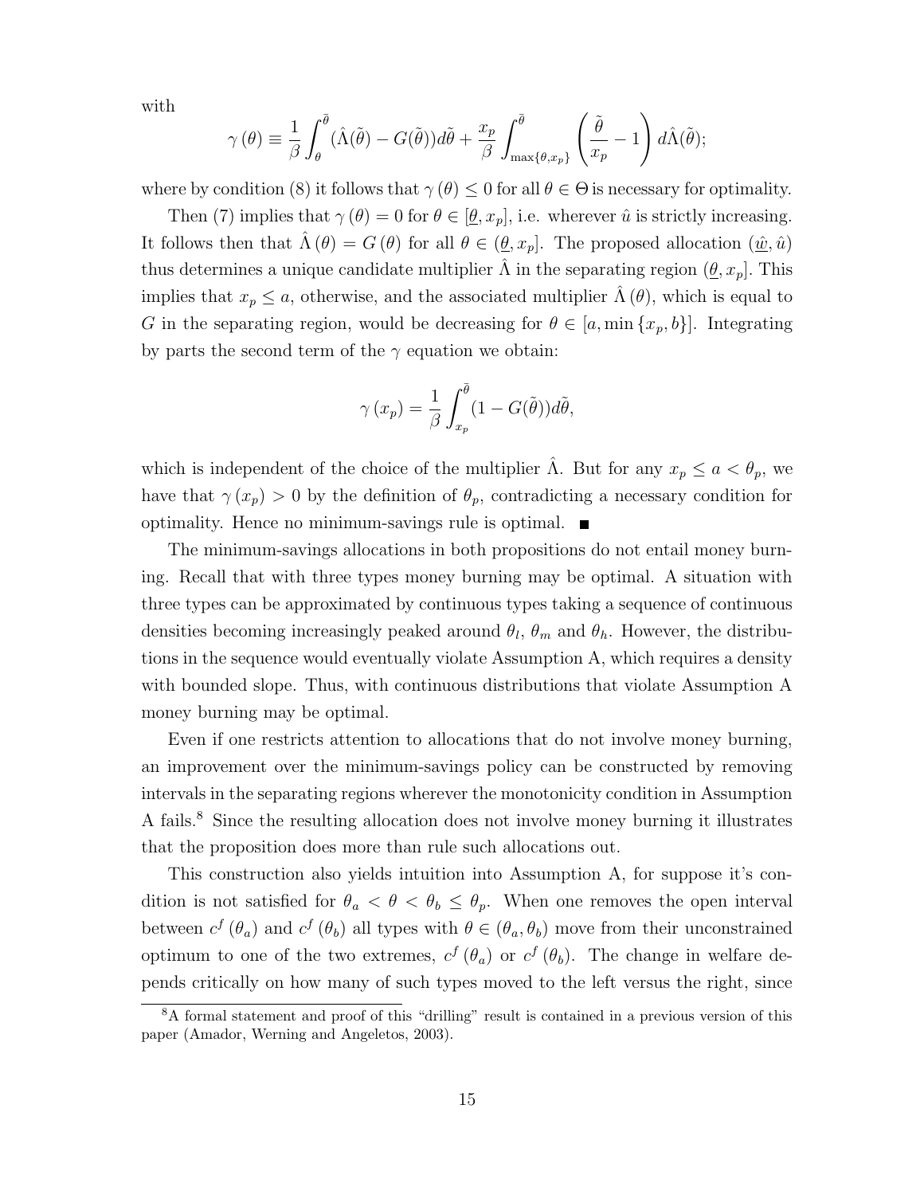with

$$\gamma(\theta) \equiv \frac{1}{\beta}\int_{\theta}^{\bar{\theta}}(\hat{\Lambda}(\tilde{\theta}) - G(\tilde{\theta}))d\tilde{\theta} + \frac{x_p}{\beta}\int_{\max\{\theta, x_p\}}^{\bar{\theta}}\left(\frac{\tilde{\theta}}{x_p} - 1\right)d\hat{\Lambda}(\tilde{\theta});$$

where by condition (8) it follows that $\gamma(\theta) \leq 0$ for all $\theta \in \Theta$ is necessary for optimality.

Then (7) implies that $\gamma(\theta) = 0$ for $\theta \in [\underline{\theta}, x_p]$, i.e. wherever $\hat{u}$ is strictly increasing. It follows then that $\hat{\Lambda}(\theta) = G(\theta)$ for all $\theta \in (\underline{\theta}, x_p]$. The proposed allocation $(\underline{\hat{w}}, \hat{u})$ thus determines a unique candidate multiplier $\hat{\Lambda}$ in the separating region $(\underline{\theta}, x_p]$. This implies that $x_p \leq a$, otherwise, and the associated multiplier $\hat{\Lambda}(\theta)$, which is equal to $G$ in the separating region, would be decreasing for $\theta \in [a, \min\{x_p, b\}]$. Integrating by parts the second term of the $\gamma$ equation we obtain:

$$\gamma(x_p) = \frac{1}{\beta}\int_{x_p}^{\bar{\theta}}(1 - G(\tilde{\theta}))d\tilde{\theta},$$

which is independent of the choice of the multiplier $\hat{\Lambda}$. But for any $x_p \leq a < \theta_p$, we have that $\gamma(x_p) > 0$ by the definition of $\theta_p$, contradicting a necessary condition for optimality. Hence no minimum-savings rule is optimal. ■

The minimum-savings allocations in both propositions do not entail money burning. Recall that with three types money burning may be optimal. A situation with three types can be approximated by continuous types taking a sequence of continuous densities becoming increasingly peaked around $\theta_l$, $\theta_m$ and $\theta_h$. However, the distributions in the sequence would eventually violate Assumption A, which requires a density with bounded slope. Thus, with continuous distributions that violate Assumption A money burning may be optimal.

Even if one restricts attention to allocations that do not involve money burning, an improvement over the minimum-savings policy can be constructed by removing intervals in the separating regions wherever the monotonicity condition in Assumption A fails.[8] Since the resulting allocation does not involve money burning it illustrates that the proposition does more than rule such allocations out.

This construction also yields intuition into Assumption A, for suppose it's condition is not satisfied for $\theta_a < \theta < \theta_b \leq \theta_p$. When one removes the open interval between $c^f(\theta_a)$ and $c^f(\theta_b)$ all types with $\theta \in (\theta_a, \theta_b)$ move from their unconstrained optimum to one of the two extremes, $c^f(\theta_a)$ or $c^f(\theta_b)$. The change in welfare depends critically on how many of such types moved to the left versus the right, since

[8] A formal statement and proof of this "drilling" result is contained in a previous version of this paper (Amador, Werning and Angeletos, 2003).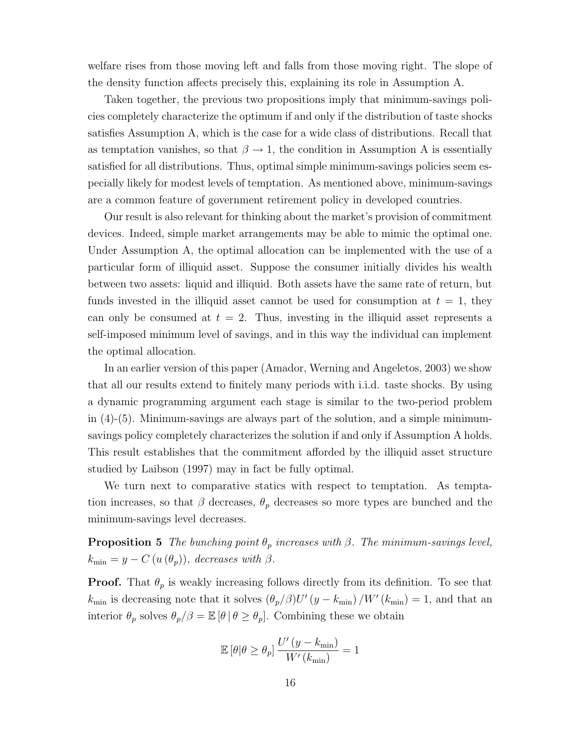welfare rises from those moving left and falls from those moving right. The slope of the density function affects precisely this, explaining its role in Assumption A.

Taken together, the previous two propositions imply that minimum-savings policies completely characterize the optimum if and only if the distribution of taste shocks satisfies Assumption A, which is the case for a wide class of distributions. Recall that as temptation vanishes, so that $\beta \to 1$, the condition in Assumption A is essentially satisfied for all distributions. Thus, optimal simple minimum-savings policies seem especially likely for modest levels of temptation. As mentioned above, minimum-savings are a common feature of government retirement policy in developed countries.

Our result is also relevant for thinking about the market's provision of commitment devices. Indeed, simple market arrangements may be able to mimic the optimal one. Under Assumption A, the optimal allocation can be implemented with the use of a particular form of illiquid asset. Suppose the consumer initially divides his wealth between two assets: liquid and illiquid. Both assets have the same rate of return, but funds invested in the illiquid asset cannot be used for consumption at $t = 1$, they can only be consumed at $t = 2$. Thus, investing in the illiquid asset represents a self-imposed minimum level of savings, and in this way the individual can implement the optimal allocation.

In an earlier version of this paper (Amador, Werning and Angeletos, 2003) we show that all our results extend to finitely many periods with i.i.d. taste shocks. By using a dynamic programming argument each stage is similar to the two-period problem in (4)-(5). Minimum-savings are always part of the solution, and a simple minimum-savings policy completely characterizes the solution if and only if Assumption A holds. This result establishes that the commitment afforded by the illiquid asset structure studied by Laibson (1997) may in fact be fully optimal.

We turn next to comparative statics with respect to temptation. As temptation increases, so that $\beta$ decreases, $\theta_p$ decreases so more types are bunched and the minimum-savings level decreases.

**Proposition 5** *The bunching point $\theta_p$ increases with $\beta$. The minimum-savings level, $k_{\min} = y - C(u(\theta_p))$, decreases with $\beta$.*

**Proof.** That $\theta_p$ is weakly increasing follows directly from its definition. To see that $k_{\min}$ is decreasing note that it solves $(\theta_p/\beta)U'(y - k_{\min})/W'(k_{\min}) = 1$, and that an interior $\theta_p$ solves $\theta_p/\beta = \mathbb{E}[\theta \mid \theta \geq \theta_p]$. Combining these we obtain

$$\mathbb{E}[\theta | \theta \geq \theta_p] \frac{U'(y - k_{\min})}{W'(k_{\min})} = 1$$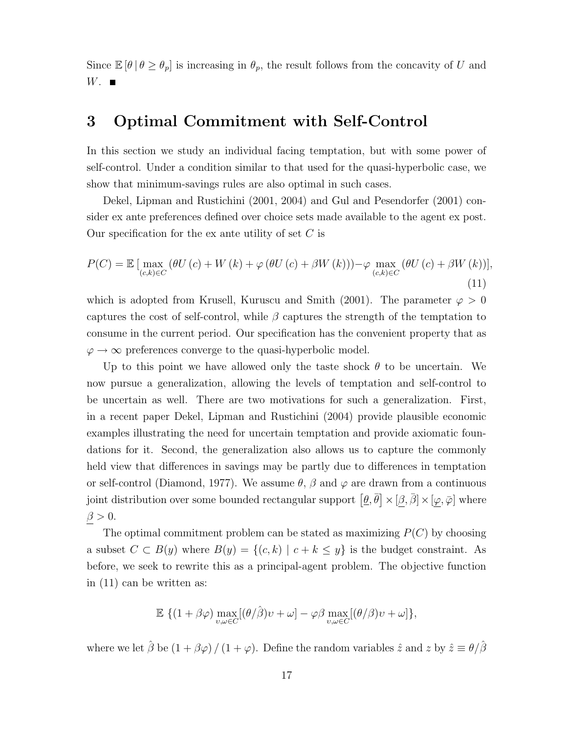Since $\mathbb{E}[\theta \mid \theta \geq \theta_p]$ is increasing in $\theta_p$, the result follows from the concavity of $U$ and $W$. ■

# 3 Optimal Commitment with Self-Control

In this section we study an individual facing temptation, but with some power of self-control. Under a condition similar to that used for the quasi-hyperbolic case, we show that minimum-savings rules are also optimal in such cases.

Dekel, Lipman and Rustichini (2001, 2004) and Gul and Pesendorfer (2001) consider ex ante preferences defined over choice sets made available to the agent ex post. Our specification for the ex ante utility of set $C$ is

$$P(C) = \mathbb{E}\,[\max_{(c,k)\in C}(\theta U(c) + W(k) + \varphi(\theta U(c) + \beta W(k))) - \varphi \max_{(c,k)\in C}(\theta U(c) + \beta W(k))], \tag{11}$$

which is adopted from Krusell, Kuruscu and Smith (2001). The parameter $\varphi > 0$ captures the cost of self-control, while $\beta$ captures the strength of the temptation to consume in the current period. Our specification has the convenient property that as $\varphi \to \infty$ preferences converge to the quasi-hyperbolic model.

Up to this point we have allowed only the taste shock $\theta$ to be uncertain. We now pursue a generalization, allowing the levels of temptation and self-control to be uncertain as well. There are two motivations for such a generalization. First, in a recent paper Dekel, Lipman and Rustichini (2004) provide plausible economic examples illustrating the need for uncertain temptation and provide axiomatic foundations for it. Second, the generalization also allows us to capture the commonly held view that differences in savings may be partly due to differences in temptation or self-control (Diamond, 1977). We assume $\theta$, $\beta$ and $\varphi$ are drawn from a continuous joint distribution over some bounded rectangular support $[\underline{\theta}, \overline{\theta}] \times [\underline{\beta}, \bar{\beta}] \times [\underline{\varphi}, \bar{\varphi}]$ where $\underline{\beta} > 0$.

The optimal commitment problem can be stated as maximizing $P(C)$ by choosing a subset $C \subset B(y)$ where $B(y) = \{(c,k) \mid c + k \leq y\}$ is the budget constraint. As before, we seek to rewrite this as a principal-agent problem. The objective function in (11) can be written as:

$$\mathbb{E}\,\{(1+\beta\varphi)\max_{\upsilon,\omega\in C}[(\theta/\hat{\beta})\upsilon + \omega] - \varphi\beta \max_{\upsilon,\omega\in C}[(\theta/\beta)\upsilon + \omega]\},$$

where we let $\hat{\beta}$ be $(1+\beta\varphi)/(1+\varphi)$. Define the random variables $\hat{z}$ and $z$ by $\hat{z} \equiv \theta/\hat{\beta}$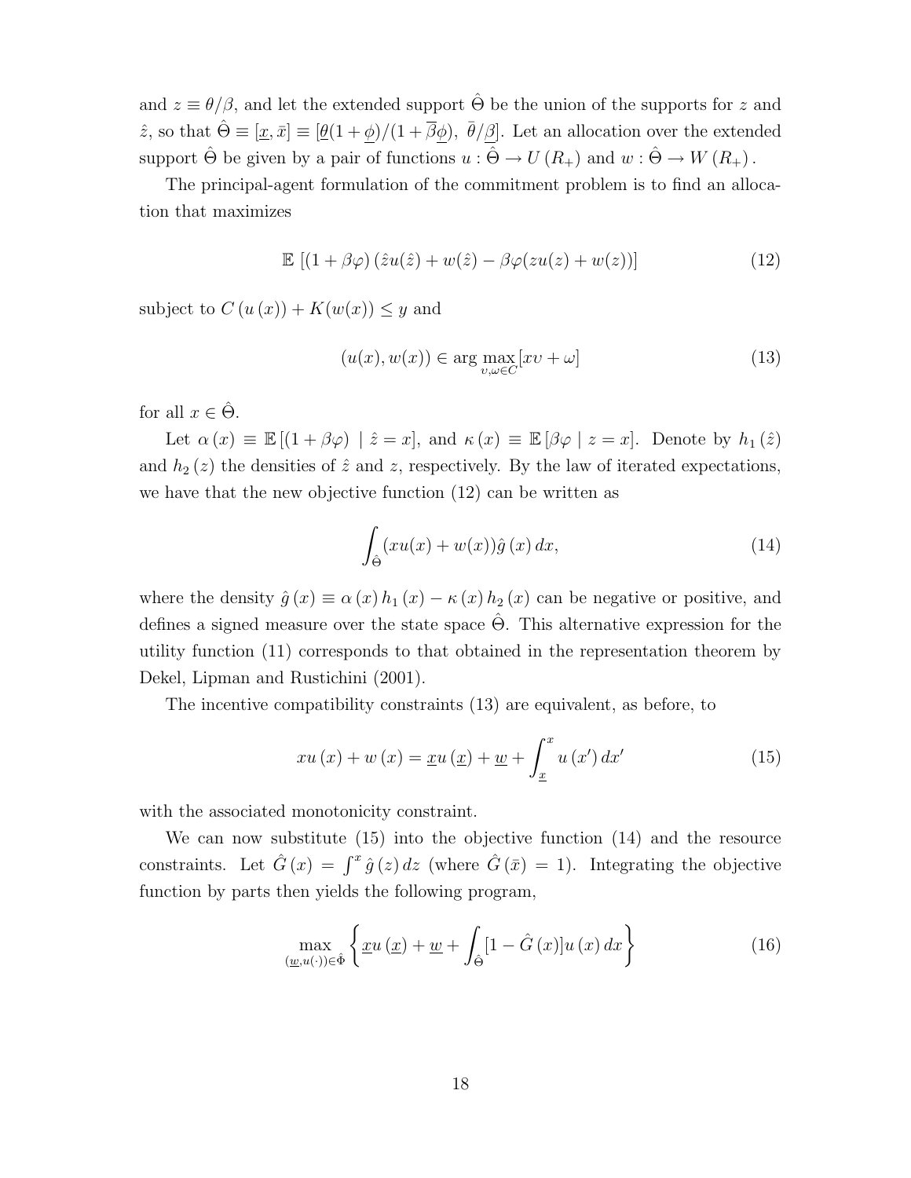and $z \equiv \theta/\beta$, and let the extended support $\hat{\Theta}$ be the union of the supports for $z$ and $\hat{z}$, so that $\hat{\Theta} \equiv [\underline{x}, \bar{x}] \equiv [\underline{\theta}(1+\underline{\phi})/(1+\overline{\beta}\underline{\phi}),\ \bar{\theta}/\underline{\beta}]$. Let an allocation over the extended support $\hat{\Theta}$ be given by a pair of functions $u : \hat{\Theta} \to U(R_+)$ and $w : \hat{\Theta} \to W(R_+)$.

The principal-agent formulation of the commitment problem is to find an allocation that maximizes

$$\mathbb{E}\left[(1+\beta\varphi)\left(\hat{z}u(\hat{z}) + w(\hat{z}) - \beta\varphi(zu(z) + w(z))\right]\right. \tag{12}$$

subject to $C\left(u\left(x\right)\right) + K(w(x)) \leq y$ and

$$(u(x), w(x)) \in \arg\max_{\upsilon,\omega \in C}[x\upsilon + \omega] \tag{13}$$

for all $x \in \hat{\Theta}$.

Let $\alpha\left(x\right) \equiv \mathbb{E}\left[(1+\beta\varphi) \mid \hat{z} = x\right]$, and $\kappa\left(x\right) \equiv \mathbb{E}\left[\beta\varphi \mid z = x\right]$. Denote by $h_1\left(\hat{z}\right)$ and $h_2\left(z\right)$ the densities of $\hat{z}$ and $z$, respectively. By the law of iterated expectations, we have that the new objective function (12) can be written as

$$\int_{\hat{\Theta}} (xu(x) + w(x))\hat{g}\left(x\right)dx, \tag{14}$$

where the density $\hat{g}\left(x\right) \equiv \alpha\left(x\right)h_1\left(x\right) - \kappa\left(x\right)h_2\left(x\right)$ can be negative or positive, and defines a signed measure over the state space $\hat{\Theta}$. This alternative expression for the utility function (11) corresponds to that obtained in the representation theorem by Dekel, Lipman and Rustichini (2001).

The incentive compatibility constraints (13) are equivalent, as before, to

$$xu\left(x\right) + w\left(x\right) = \underline{x}u\left(\underline{x}\right) + \underline{w} + \int_{\underline{x}}^{x} u\left(x'\right)dx' \tag{15}$$

with the associated monotonicity constraint.

We can now substitute (15) into the objective function (14) and the resource constraints. Let $\hat{G}\left(x\right) = \int^{x} \hat{g}\left(z\right)dz$ (where $\hat{G}\left(\bar{x}\right) = 1$). Integrating the objective function by parts then yields the following program,

$$\max_{(\underline{w},u(\cdot))\in\hat{\Phi}} \left\{\underline{x}u\left(\underline{x}\right) + \underline{w} + \int_{\hat{\Theta}} [1 - \hat{G}\left(x\right)]u\left(x\right)dx\right\} \tag{16}$$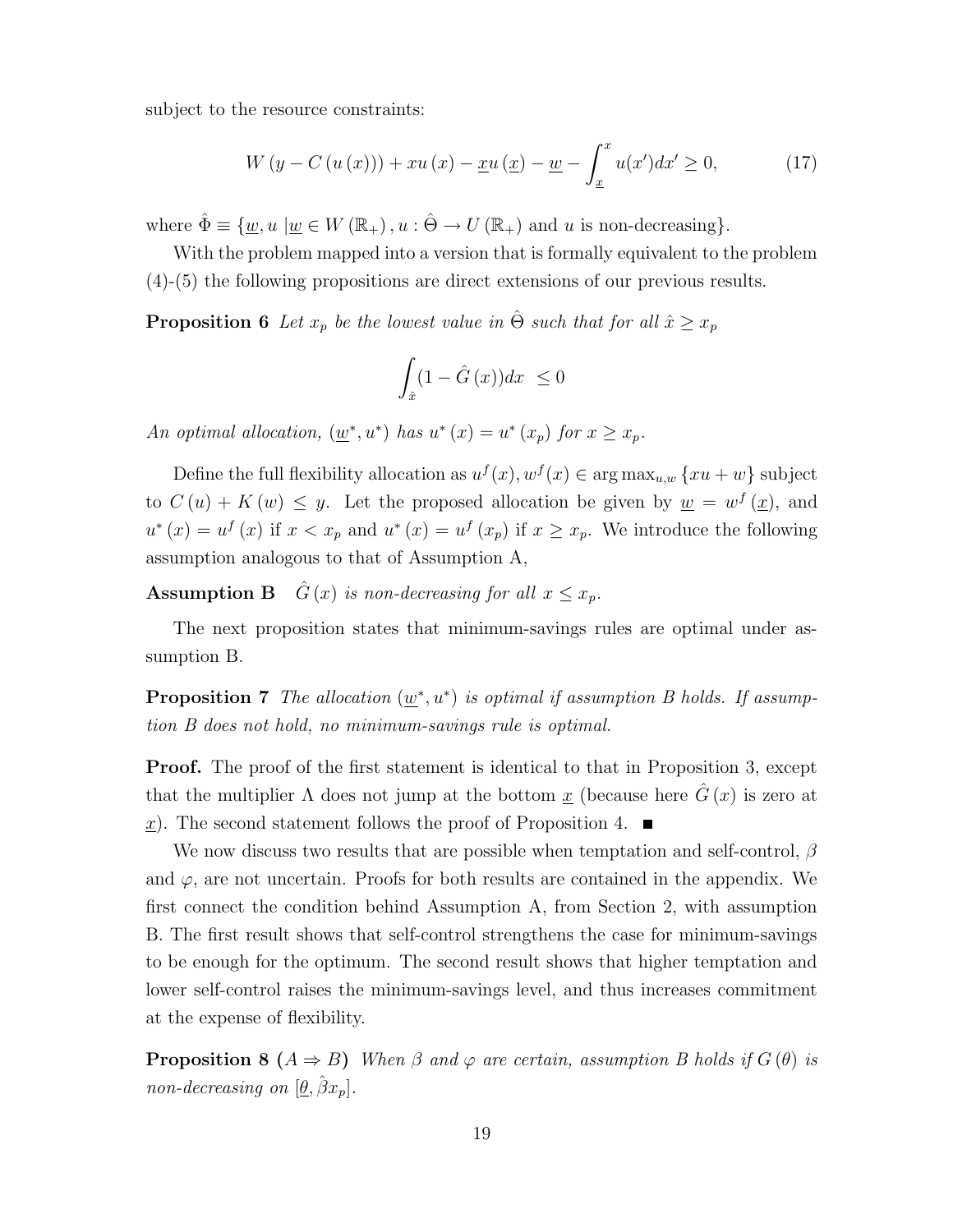subject to the resource constraints:

$$W\left(y - C\left(u\left(x\right)\right)\right) + xu\left(x\right) - \underline{x}u\left(\underline{x}\right) - \underline{w} - \int_{\underline{x}}^{x} u(x')dx' \geq 0, \tag{17}$$

where $\hat{\Phi} \equiv \{\underline{w}, u \mid \underline{w} \in W\left(\mathbb{R}_{+}\right), u : \hat{\Theta} \rightarrow U\left(\mathbb{R}_{+}\right)$ and $u$ is non-decreasing$\}$.

With the problem mapped into a version that is formally equivalent to the problem (4)-(5) the following propositions are direct extensions of our previous results.

**Proposition 6** *Let $x_p$ be the lowest value in $\hat{\Theta}$ such that for all $\hat{x} \geq x_p$*

$$\int_{\hat{x}} (1 - \hat{G}\left(x\right))dx \ \leq 0$$

*An optimal allocation, $(\underline{w}^{*}, u^{*})$ has $u^{*}\left(x\right) = u^{*}\left(x_p\right)$ for $x \geq x_p$.*

Define the full flexibility allocation as $u^{f}(x), w^{f}(x) \in \arg\max_{u,w}\left\{xu + w\right\}$ subject to $C\left(u\right) + K\left(w\right) \leq y$. Let the proposed allocation be given by $\underline{w} = w^{f}\left(\underline{x}\right)$, and $u^{*}\left(x\right) = u^{f}\left(x\right)$ if $x < x_p$ and $u^{*}\left(x\right) = u^{f}\left(x_p\right)$ if $x \geq x_p$. We introduce the following assumption analogous to that of Assumption A,

**Assumption B** *$\hat{G}\left(x\right)$ is non-decreasing for all $x \leq x_p$.*

The next proposition states that minimum-savings rules are optimal under assumption B.

**Proposition 7** *The allocation $(\underline{w}^{*}, u^{*})$ is optimal if assumption B holds. If assumption B does not hold, no minimum-savings rule is optimal.*

**Proof.** The proof of the first statement is identical to that in Proposition 3, except that the multiplier $\Lambda$ does not jump at the bottom $\underline{x}$ (because here $\hat{G}\left(x\right)$ is zero at $\underline{x}$). The second statement follows the proof of Proposition 4. ■

We now discuss two results that are possible when temptation and self-control, $\beta$ and $\varphi$, are not uncertain. Proofs for both results are contained in the appendix. We first connect the condition behind Assumption A, from Section 2, with assumption B. The first result shows that self-control strengthens the case for minimum-savings to be enough for the optimum. The second result shows that higher temptation and lower self-control raises the minimum-savings level, and thus increases commitment at the expense of flexibility.

**Proposition 8 ($A \Rightarrow B$)** *When $\beta$ and $\varphi$ are certain, assumption B holds if $G\left(\theta\right)$ is non-decreasing on $[\underline{\theta}, \hat{\beta}x_p]$.*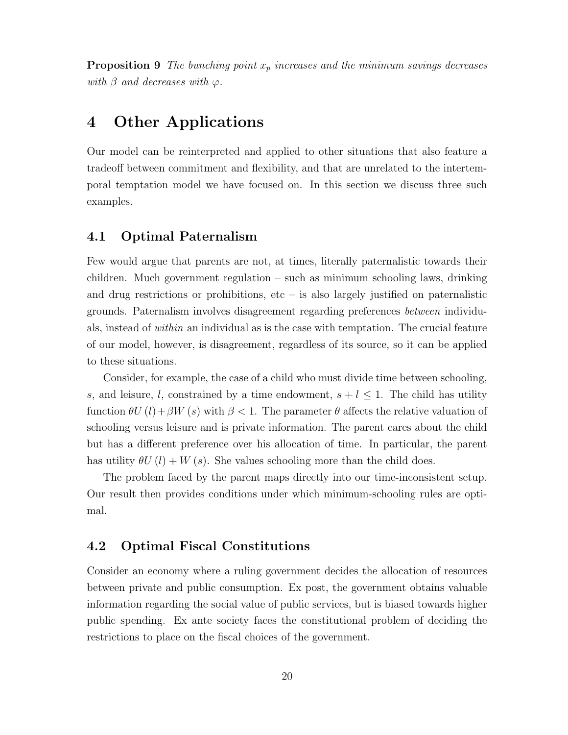**Proposition 9** *The bunching point $x_p$ increases and the minimum savings decreases with $\beta$ and decreases with $\varphi$.*

# 4 Other Applications

Our model can be reinterpreted and applied to other situations that also feature a tradeoff between commitment and flexibility, and that are unrelated to the intertemporal temptation model we have focused on. In this section we discuss three such examples.

## 4.1 Optimal Paternalism

Few would argue that parents are not, at times, literally paternalistic towards their children. Much government regulation – such as minimum schooling laws, drinking and drug restrictions or prohibitions, etc – is also largely justified on paternalistic grounds. Paternalism involves disagreement regarding preferences *between* individuals, instead of *within* an individual as is the case with temptation. The crucial feature of our model, however, is disagreement, regardless of its source, so it can be applied to these situations.

Consider, for example, the case of a child who must divide time between schooling, $s$, and leisure, $l$, constrained by a time endowment, $s + l \leq 1$. The child has utility function $\theta U(l) + \beta W(s)$ with $\beta < 1$. The parameter $\theta$ affects the relative valuation of schooling versus leisure and is private information. The parent cares about the child but has a different preference over his allocation of time. In particular, the parent has utility $\theta U(l) + W(s)$. She values schooling more than the child does.

The problem faced by the parent maps directly into our time-inconsistent setup. Our result then provides conditions under which minimum-schooling rules are optimal.

## 4.2 Optimal Fiscal Constitutions

Consider an economy where a ruling government decides the allocation of resources between private and public consumption. Ex post, the government obtains valuable information regarding the social value of public services, but is biased towards higher public spending. Ex ante society faces the constitutional problem of deciding the restrictions to place on the fiscal choices of the government.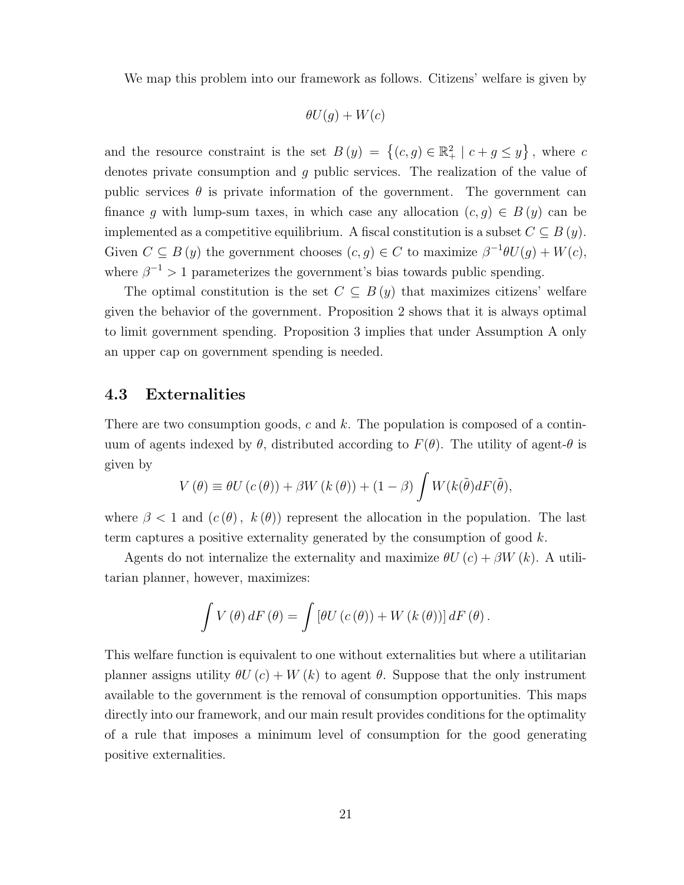We map this problem into our framework as follows. Citizens' welfare is given by

$$\theta U(g) + W(c)$$

and the resource constraint is the set $B(y) = \left\{(c, g) \in \mathbb{R}_+^2 \mid c + g \leq y\right\}$, where $c$ denotes private consumption and $g$ public services. The realization of the value of public services $\theta$ is private information of the government. The government can finance $g$ with lump-sum taxes, in which case any allocation $(c, g) \in B(y)$ can be implemented as a competitive equilibrium. A fiscal constitution is a subset $C \subseteq B(y)$. Given $C \subseteq B(y)$ the government chooses $(c, g) \in C$ to maximize $\beta^{-1}\theta U(g) + W(c)$, where $\beta^{-1} > 1$ parameterizes the government's bias towards public spending.

The optimal constitution is the set $C \subseteq B(y)$ that maximizes citizens' welfare given the behavior of the government. Proposition 2 shows that it is always optimal to limit government spending. Proposition 3 implies that under Assumption A only an upper cap on government spending is needed.

### 4.3 Externalities

There are two consumption goods, $c$ and $k$. The population is composed of a continuum of agents indexed by $\theta$, distributed according to $F(\theta)$. The utility of agent-$\theta$ is given by

$$V(\theta) \equiv \theta U(c(\theta)) + \beta W(k(\theta)) + (1 - \beta) \int W(k(\tilde{\theta}) dF(\tilde{\theta}),$$

where $\beta < 1$ and $(c(\theta),\ k(\theta))$ represent the allocation in the population. The last term captures a positive externality generated by the consumption of good $k$.

Agents do not internalize the externality and maximize $\theta U(c) + \beta W(k)$. A utilitarian planner, however, maximizes:

$$\int V(\theta)\, dF(\theta) = \int \left[\theta U(c(\theta)) + W(k(\theta))\right] dF(\theta).$$

This welfare function is equivalent to one without externalities but where a utilitarian planner assigns utility $\theta U(c) + W(k)$ to agent $\theta$. Suppose that the only instrument available to the government is the removal of consumption opportunities. This maps directly into our framework, and our main result provides conditions for the optimality of a rule that imposes a minimum level of consumption for the good generating positive externalities.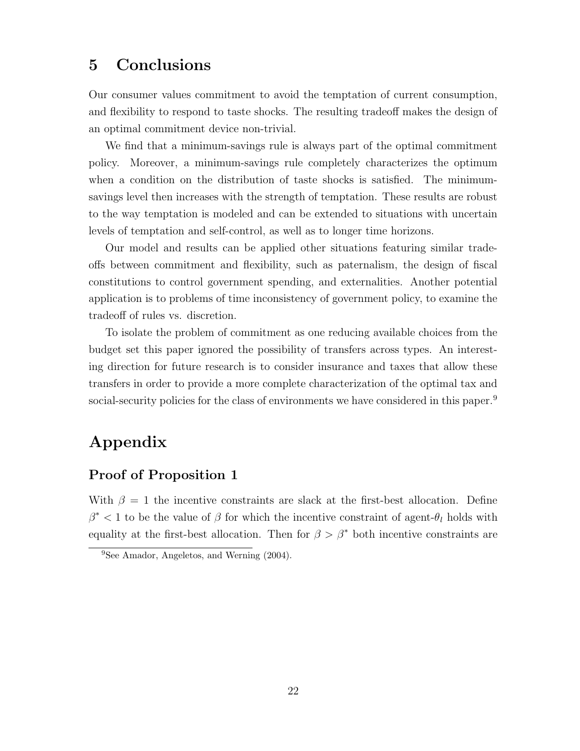# 5 Conclusions

Our consumer values commitment to avoid the temptation of current consumption, and flexibility to respond to taste shocks. The resulting tradeoff makes the design of an optimal commitment device non-trivial.

We find that a minimum-savings rule is always part of the optimal commitment policy. Moreover, a minimum-savings rule completely characterizes the optimum when a condition on the distribution of taste shocks is satisfied. The minimum-savings level then increases with the strength of temptation. These results are robust to the way temptation is modeled and can be extended to situations with uncertain levels of temptation and self-control, as well as to longer time horizons.

Our model and results can be applied other situations featuring similar trade-offs between commitment and flexibility, such as paternalism, the design of fiscal constitutions to control government spending, and externalities. Another potential application is to problems of time inconsistency of government policy, to examine the tradeoff of rules vs. discretion.

To isolate the problem of commitment as one reducing available choices from the budget set this paper ignored the possibility of transfers across types. An interesting direction for future research is to consider insurance and taxes that allow these transfers in order to provide a more complete characterization of the optimal tax and social-security policies for the class of environments we have considered in this paper.[9]

# Appendix

## Proof of Proposition 1

With $\beta = 1$ the incentive constraints are slack at the first-best allocation. Define $\beta^* < 1$ to be the value of $\beta$ for which the incentive constraint of agent-$\theta_l$ holds with equality at the first-best allocation. Then for $\beta > \beta^*$ both incentive constraints are

[9] See Amador, Angeletos, and Werning (2004).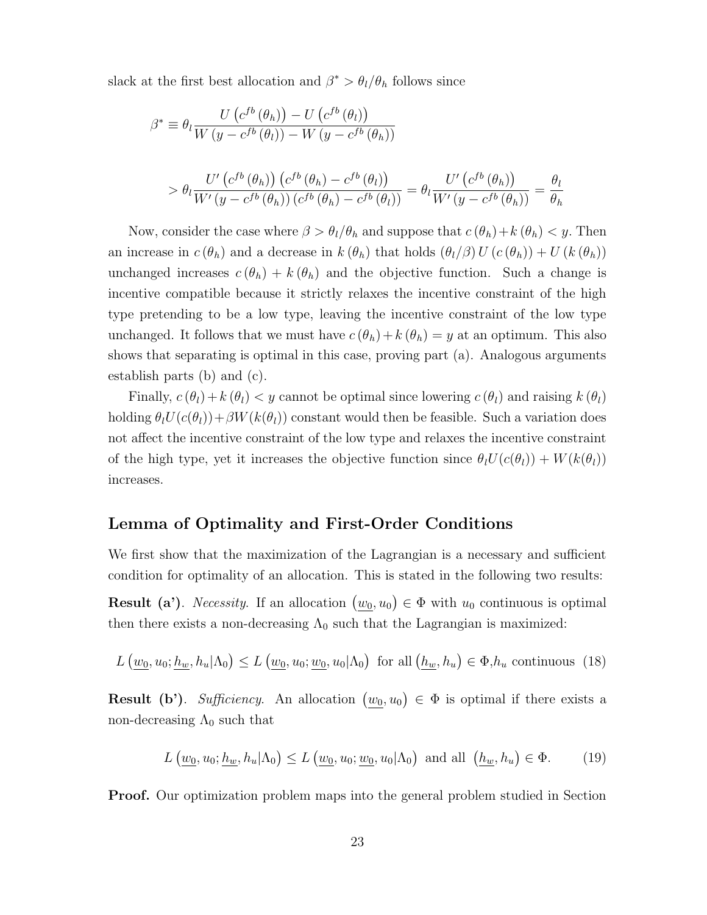slack at the first best allocation and $\beta^* > \theta_l/\theta_h$ follows since

$$\beta^* \equiv \theta_l \frac{U\left(c^{fb}\left(\theta_h\right)\right) - U\left(c^{fb}\left(\theta_l\right)\right)}{W\left(y - c^{fb}\left(\theta_l\right)\right) - W\left(y - c^{fb}\left(\theta_h\right)\right)}$$

$$> \theta_l \frac{U'\left(c^{fb}\left(\theta_h\right)\right)\left(c^{fb}\left(\theta_h\right) - c^{fb}\left(\theta_l\right)\right)}{W'\left(y - c^{fb}\left(\theta_h\right)\right)\left(c^{fb}\left(\theta_h\right) - c^{fb}\left(\theta_l\right)\right)} = \theta_l \frac{U'\left(c^{fb}\left(\theta_h\right)\right)}{W'\left(y - c^{fb}\left(\theta_h\right)\right)} = \frac{\theta_l}{\theta_h}$$

Now, consider the case where $\beta > \theta_l/\theta_h$ and suppose that $c\left(\theta_h\right) + k\left(\theta_h\right) < y$. Then an increase in $c\left(\theta_h\right)$ and a decrease in $k\left(\theta_h\right)$ that holds $\left(\theta_l/\beta\right) U\left(c\left(\theta_h\right)\right) + U\left(k\left(\theta_h\right)\right)$ unchanged increases $c\left(\theta_h\right) + k\left(\theta_h\right)$ and the objective function. Such a change is incentive compatible because it strictly relaxes the incentive constraint of the high type pretending to be a low type, leaving the incentive constraint of the low type unchanged. It follows that we must have $c\left(\theta_h\right) + k\left(\theta_h\right) = y$ at an optimum. This also shows that separating is optimal in this case, proving part (a). Analogous arguments establish parts (b) and (c).

Finally, $c\left(\theta_l\right) + k\left(\theta_l\right) < y$ cannot be optimal since lowering $c\left(\theta_l\right)$ and raising $k\left(\theta_l\right)$ holding $\theta_l U(c(\theta_l)) + \beta W(k(\theta_l))$ constant would then be feasible. Such a variation does not affect the incentive constraint of the low type and relaxes the incentive constraint of the high type, yet it increases the objective function since $\theta_l U(c(\theta_l)) + W(k(\theta_l))$ increases.

## Lemma of Optimality and First-Order Conditions

We first show that the maximization of the Lagrangian is a necessary and sufficient condition for optimality of an allocation. This is stated in the following two results:

**Result (a')**. *Necessity*. If an allocation $\left(\underline{w_0}, u_0\right) \in \Phi$ with $u_0$ continuous is optimal then there exists a non-decreasing $\Lambda_0$ such that the Lagrangian is maximized:

$$L\left(\underline{w_0}, u_0; \underline{h_w}, h_u | \Lambda_0\right) \leq L\left(\underline{w_0}, u_0; \underline{w_0}, u_0 | \Lambda_0\right) \text{ for all } \left(\underline{h_w}, h_u\right) \in \Phi, h_u \text{ continuous} \quad (18)$$

**Result (b')**. *Sufficiency*. An allocation $\left(\underline{w_0}, u_0\right) \in \Phi$ is optimal if there exists a non-decreasing $\Lambda_0$ such that

$$L\left(\underline{w_0}, u_0; \underline{h_w}, h_u | \Lambda_0\right) \leq L\left(\underline{w_0}, u_0; \underline{w_0}, u_0 | \Lambda_0\right) \text{ and all } \left(\underline{h_w}, h_u\right) \in \Phi. \quad (19)$$

**Proof.** Our optimization problem maps into the general problem studied in Section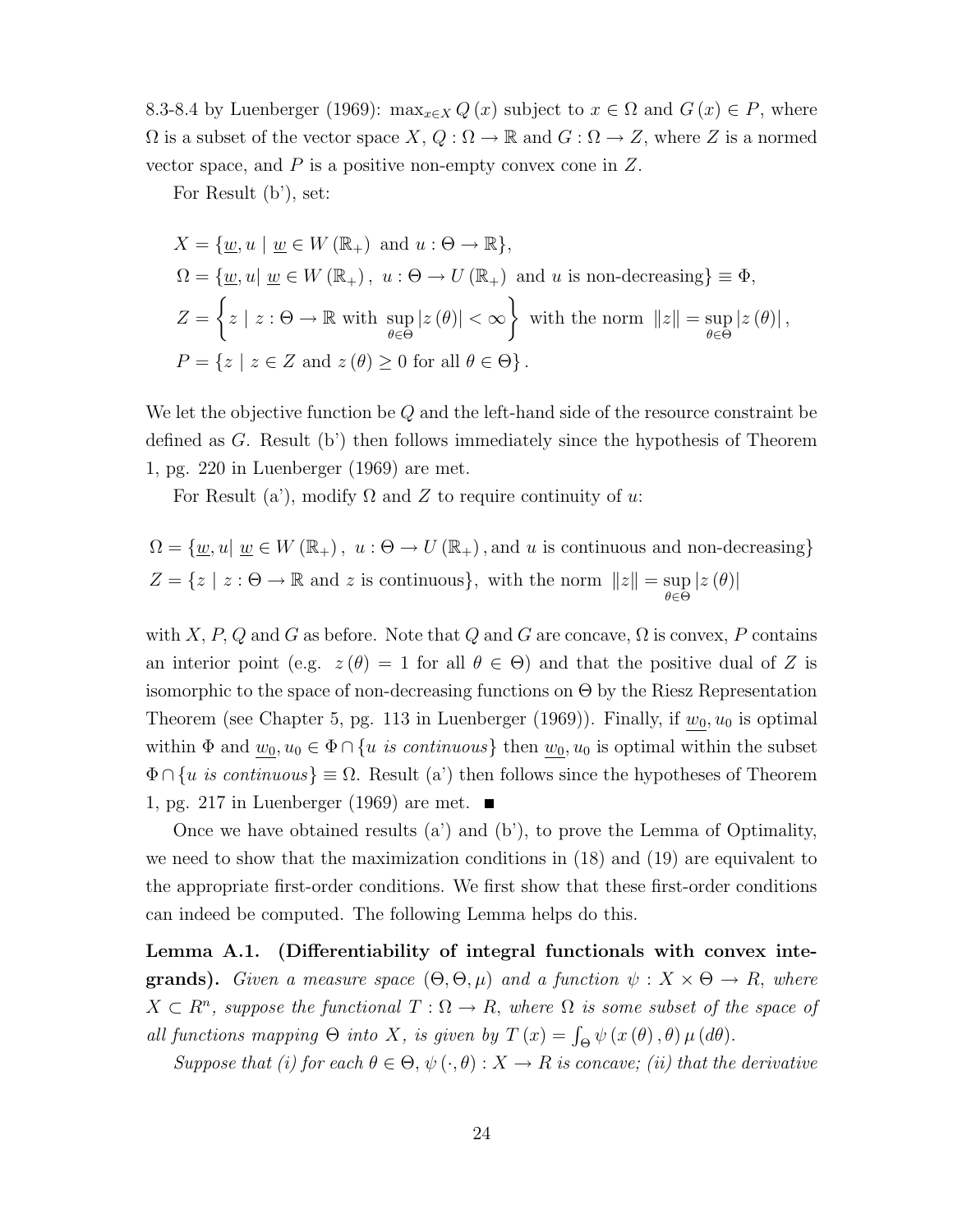8.3-8.4 by Luenberger (1969): $\max_{x\in X} Q(x)$ subject to $x \in \Omega$ and $G(x) \in P$, where $\Omega$ is a subset of the vector space $X$, $Q : \Omega \to \mathbb{R}$ and $G : \Omega \to Z$, where $Z$ is a normed vector space, and $P$ is a positive non-empty convex cone in $Z$.

For Result (b'), set:

$$
\begin{aligned}
X &= \{\underline{w}, u \mid \underline{w} \in W(\mathbb{R}_+) \text{ and } u : \Theta \to \mathbb{R}\}, \\
\Omega &= \{\underline{w}, u \mid \underline{w} \in W(\mathbb{R}_+),\ u : \Theta \to U(\mathbb{R}_+) \text{ and } u \text{ is non-decreasing}\} \equiv \Phi, \\
Z &= \left\{ z \mid z : \Theta \to \mathbb{R} \text{ with } \sup_{\theta\in\Theta} |z(\theta)| < \infty \right\} \text{ with the norm } \|z\| = \sup_{\theta\in\Theta} |z(\theta)|, \\
P &= \{z \mid z \in Z \text{ and } z(\theta) \geq 0 \text{ for all } \theta \in \Theta\}.
\end{aligned}
$$

We let the objective function be $Q$ and the left-hand side of the resource constraint be defined as $G$. Result (b') then follows immediately since the hypothesis of Theorem 1, pg. 220 in Luenberger (1969) are met.

For Result (a'), modify $\Omega$ and $Z$ to require continuity of $u$:

$$
\begin{aligned}
\Omega &= \{\underline{w}, u \mid \underline{w} \in W(\mathbb{R}_+),\ u : \Theta \to U(\mathbb{R}_+), \text{and } u \text{ is continuous and non-decreasing}\} \\
Z &= \{z \mid z : \Theta \to \mathbb{R} \text{ and } z \text{ is continuous}\}, \text{ with the norm } \|z\| = \sup_{\theta\in\Theta} |z(\theta)|
\end{aligned}
$$

with $X$, $P$, $Q$ and $G$ as before. Note that $Q$ and $G$ are concave, $\Omega$ is convex, $P$ contains an interior point (e.g. $z(\theta) = 1$ for all $\theta \in \Theta$) and that the positive dual of $Z$ is isomorphic to the space of non-decreasing functions on $\Theta$ by the Riesz Representation Theorem (see Chapter 5, pg. 113 in Luenberger (1969)). Finally, if $\underline{w_0}, u_0$ is optimal within $\Phi$ and $\underline{w_0}, u_0 \in \Phi \cap \{u \textit{ is continuous}\}$ then $\underline{w_0}, u_0$ is optimal within the subset $\Phi \cap \{u \textit{ is continuous}\} \equiv \Omega$. Result (a') then follows since the hypotheses of Theorem 1, pg. 217 in Luenberger (1969) are met. ■

Once we have obtained results (a') and (b'), to prove the Lemma of Optimality, we need to show that the maximization conditions in (18) and (19) are equivalent to the appropriate first-order conditions. We first show that these first-order conditions can indeed be computed. The following Lemma helps do this.

**Lemma A.1. (Differentiability of integral functionals with convex integrands).** *Given a measure space $(\Theta, \Theta, \mu)$ and a function $\psi : X \times \Theta \to R$, where $X \subset R^n$, suppose the functional $T : \Omega \to R$, where $\Omega$ is some subset of the space of all functions mapping $\Theta$ into $X$, is given by $T(x) = \int_\Theta \psi(x(\theta), \theta)\, \mu(d\theta)$.*

*Suppose that (i) for each $\theta \in \Theta$, $\psi(\cdot, \theta) : X \to R$ is concave; (ii) that the derivative*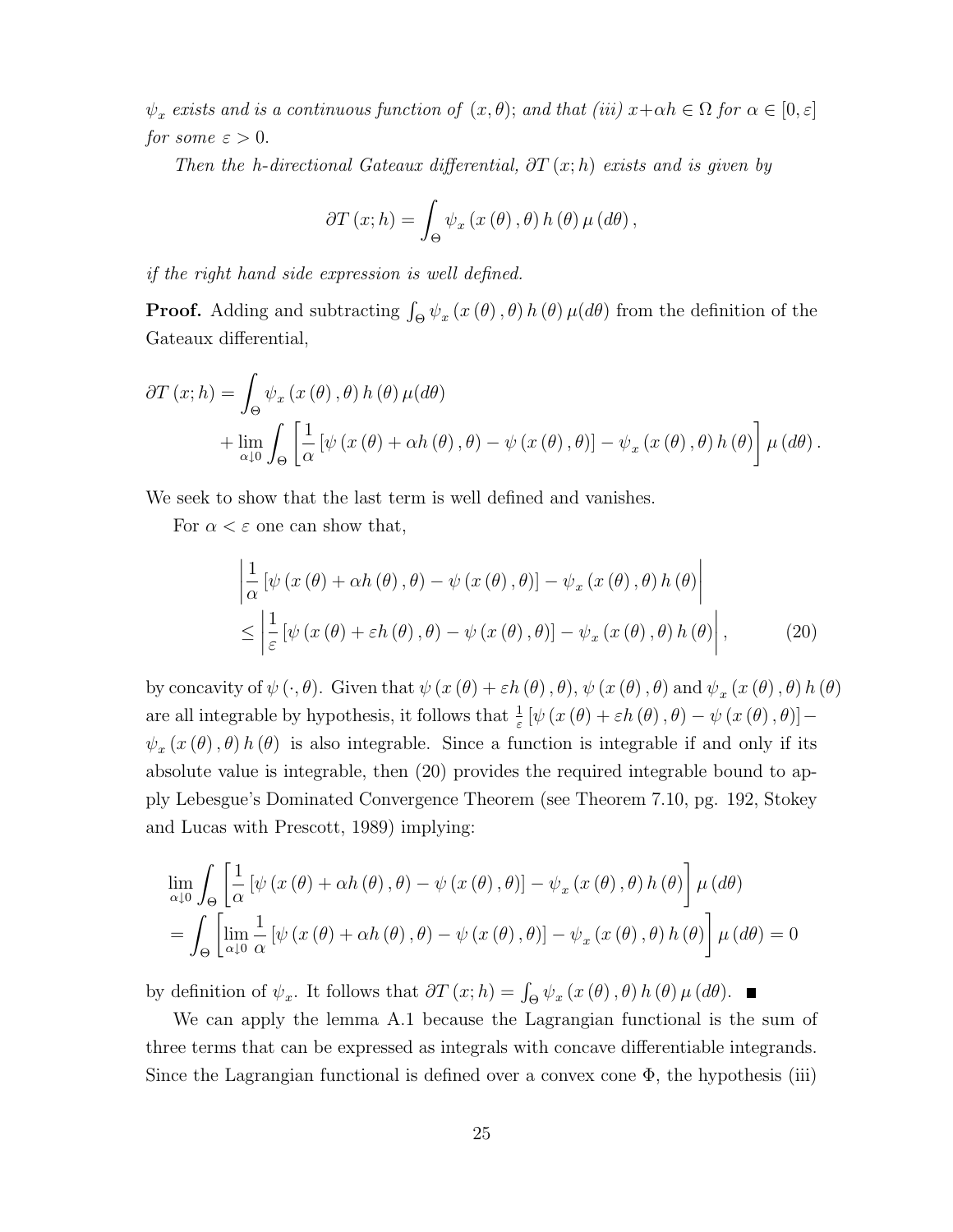*$\psi_x$ exists and is a continuous function of $(x, \theta)$; and that (iii) $x + \alpha h \in \Omega$ for $\alpha \in [0, \varepsilon]$ for some $\varepsilon > 0$.*

*Then the h-directional Gateaux differential, $\partial T(x; h)$ exists and is given by*

$$\partial T(x; h) = \int_\Theta \psi_x(x(\theta), \theta) h(\theta) \mu(d\theta),$$

*if the right hand side expression is well defined.*

**Proof.** Adding and subtracting $\int_\Theta \psi_x(x(\theta), \theta) h(\theta) \mu(d\theta)$ from the definition of the Gateaux differential,

$$\begin{aligned}\partial T(x; h) &= \int_\Theta \psi_x(x(\theta), \theta) h(\theta) \mu(d\theta) \\ &\quad + \lim_{\alpha \downarrow 0} \int_\Theta \left[ \frac{1}{\alpha} [\psi(x(\theta) + \alpha h(\theta), \theta) - \psi(x(\theta), \theta)] - \psi_x(x(\theta), \theta) h(\theta) \right] \mu(d\theta).\end{aligned}$$

We seek to show that the last term is well defined and vanishes.

For $\alpha < \varepsilon$ one can show that,

$$\begin{aligned}&\left| \frac{1}{\alpha} [\psi(x(\theta) + \alpha h(\theta), \theta) - \psi(x(\theta), \theta)] - \psi_x(x(\theta), \theta) h(\theta) \right| \\ &\leq \left| \frac{1}{\varepsilon} [\psi(x(\theta) + \varepsilon h(\theta), \theta) - \psi(x(\theta), \theta)] - \psi_x(x(\theta), \theta) h(\theta) \right|, \qquad (20)\end{aligned}$$

by concavity of $\psi(\cdot, \theta)$. Given that $\psi(x(\theta) + \varepsilon h(\theta), \theta)$, $\psi(x(\theta), \theta)$ and $\psi_x(x(\theta), \theta) h(\theta)$ are all integrable by hypothesis, it follows that $\frac{1}{\varepsilon} [\psi(x(\theta) + \varepsilon h(\theta), \theta) - \psi(x(\theta), \theta)] - \psi_x(x(\theta), \theta) h(\theta)$ is also integrable. Since a function is integrable if and only if its absolute value is integrable, then (20) provides the required integrable bound to apply Lebesgue's Dominated Convergence Theorem (see Theorem 7.10, pg. 192, Stokey and Lucas with Prescott, 1989) implying:

$$\begin{aligned}&\lim_{\alpha \downarrow 0} \int_\Theta \left[ \frac{1}{\alpha} [\psi(x(\theta) + \alpha h(\theta), \theta) - \psi(x(\theta), \theta)] - \psi_x(x(\theta), \theta) h(\theta) \right] \mu(d\theta) \\ &= \int_\Theta \left[ \lim_{\alpha \downarrow 0} \frac{1}{\alpha} [\psi(x(\theta) + \alpha h(\theta), \theta) - \psi(x(\theta), \theta)] - \psi_x(x(\theta), \theta) h(\theta) \right] \mu(d\theta) = 0\end{aligned}$$

by definition of $\psi_x$. It follows that $\partial T(x; h) = \int_\Theta \psi_x(x(\theta), \theta) h(\theta) \mu(d\theta)$. ■

We can apply the lemma A.1 because the Lagrangian functional is the sum of three terms that can be expressed as integrals with concave differentiable integrands. Since the Lagrangian functional is defined over a convex cone $\Phi$, the hypothesis (iii)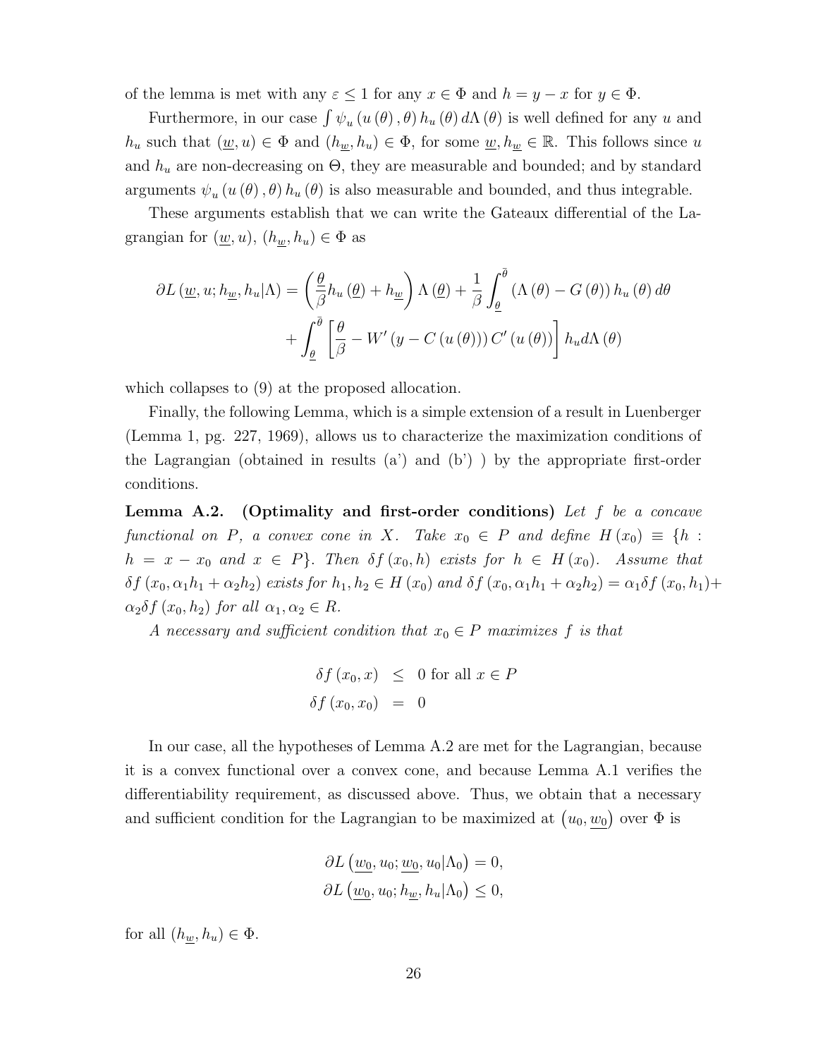of the lemma is met with any $\varepsilon \leq 1$ for any $x \in \Phi$ and $h = y - x$ for $y \in \Phi$.

Furthermore, in our case $\int \psi_u(u(\theta), \theta) h_u(\theta) d\Lambda(\theta)$ is well defined for any $u$ and $h_u$ such that $(\underline{w}, u) \in \Phi$ and $(h_{\underline{w}}, h_u) \in \Phi$, for some $\underline{w}, h_{\underline{w}} \in \mathbb{R}$. This follows since $u$ and $h_u$ are non-decreasing on $\Theta$, they are measurable and bounded; and by standard arguments $\psi_u(u(\theta), \theta) h_u(\theta)$ is also measurable and bounded, and thus integrable.

These arguments establish that we can write the Gateaux differential of the Lagrangian for $(\underline{w}, u)$, $(h_{\underline{w}}, h_u) \in \Phi$ as

$$
\begin{aligned}
\partial L(\underline{w}, u; h_{\underline{w}}, h_u | \Lambda) = \left( \frac{\underline{\theta}}{\beta} h_u(\underline{\theta}) + h_{\underline{w}} \right) \Lambda(\underline{\theta}) + \frac{1}{\beta} \int_{\underline{\theta}}^{\bar{\theta}} (\Lambda(\theta) - G(\theta)) h_u(\theta) d\theta \\
+ \int_{\underline{\theta}}^{\bar{\theta}} \left[ \frac{\theta}{\beta} - W'(y - C(u(\theta))) C'(u(\theta)) \right] h_u d\Lambda(\theta)
\end{aligned}
$$

which collapses to (9) at the proposed allocation.

Finally, the following Lemma, which is a simple extension of a result in Luenberger (Lemma 1, pg. 227, 1969), allows us to characterize the maximization conditions of the Lagrangian (obtained in results (a') and (b') ) by the appropriate first-order conditions.

**Lemma A.2. (Optimality and first-order conditions)** *Let $f$ be a concave functional on $P$, a convex cone in $X$. Take $x_0 \in P$ and define $H(x_0) \equiv \{h : h = x - x_0$ and $x \in P\}$. Then $\delta f(x_0, h)$ exists for $h \in H(x_0)$. Assume that $\delta f(x_0, \alpha_1 h_1 + \alpha_2 h_2)$ exists for $h_1, h_2 \in H(x_0)$ and $\delta f(x_0, \alpha_1 h_1 + \alpha_2 h_2) = \alpha_1 \delta f(x_0, h_1) + \alpha_2 \delta f(x_0, h_2)$ for all $\alpha_1, \alpha_2 \in R$.*

*A necessary and sufficient condition that $x_0 \in P$ maximizes $f$ is that*

$$
\begin{aligned}
\delta f(x_0, x) &\leq 0 \text{ for all } x \in P \\
\delta f(x_0, x_0) &= 0
\end{aligned}
$$

In our case, all the hypotheses of Lemma A.2 are met for the Lagrangian, because it is a convex functional over a convex cone, and because Lemma A.1 verifies the differentiability requirement, as discussed above. Thus, we obtain that a necessary and sufficient condition for the Lagrangian to be maximized at $(u_0, \underline{w_0})$ over $\Phi$ is

$$
\begin{aligned}
\partial L(\underline{w_0}, u_0; \underline{w_0}, u_0 | \Lambda_0) = 0, \\
\partial L(\underline{w_0}, u_0; h_{\underline{w}}, h_u | \Lambda_0) \leq 0,
\end{aligned}
$$

for all $(h_{\underline{w}}, h_u) \in \Phi$.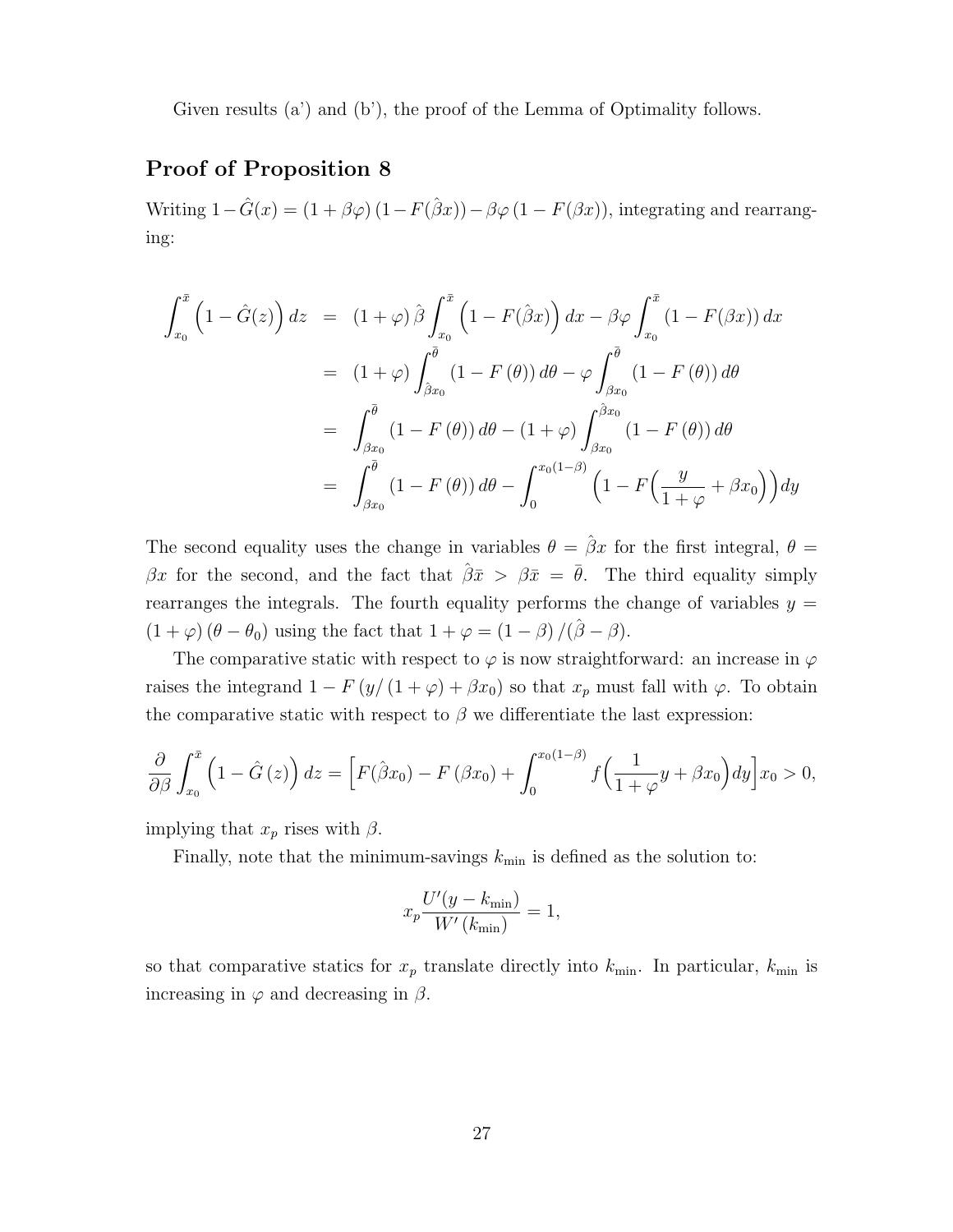Given results (a') and (b'), the proof of the Lemma of Optimality follows.

## Proof of Proposition 8

Writing $1-\hat{G}(x) = (1+\beta\varphi)(1-F(\hat{\beta}x)) - \beta\varphi(1-F(\beta x))$, integrating and rearranging:

$$
\begin{aligned}
\int_{x_0}^{\bar{x}} \left(1-\hat{G}(z)\right) dz &= (1+\varphi)\hat{\beta}\int_{x_0}^{\bar{x}} \left(1-F(\hat{\beta}x)\right) dx - \beta\varphi \int_{x_0}^{\bar{x}} (1-F(\beta x))\, dx \\
&= (1+\varphi)\int_{\hat{\beta}x_0}^{\bar{\theta}} (1-F(\theta))\, d\theta - \varphi \int_{\beta x_0}^{\bar{\theta}} (1-F(\theta))\, d\theta \\
&= \int_{\beta x_0}^{\bar{\theta}} (1-F(\theta))\, d\theta - (1+\varphi)\int_{\beta x_0}^{\hat{\beta}x_0} (1-F(\theta))\, d\theta \\
&= \int_{\beta x_0}^{\bar{\theta}} (1-F(\theta))\, d\theta - \int_{0}^{x_0(1-\beta)} \left(1-F\Big(\frac{y}{1+\varphi}+\beta x_0\Big)\right) dy
\end{aligned}
$$

The second equality uses the change in variables $\theta = \hat{\beta}x$ for the first integral, $\theta = \beta x$ for the second, and the fact that $\hat{\beta}\bar{x} > \beta\bar{x} = \bar{\theta}$. The third equality simply rearranges the integrals. The fourth equality performs the change of variables $y = (1+\varphi)(\theta-\theta_0)$ using the fact that $1+\varphi = (1-\beta)/(\hat{\beta}-\beta)$.

The comparative static with respect to $\varphi$ is now straightforward: an increase in $\varphi$ raises the integrand $1-F(y/(1+\varphi)+\beta x_0)$ so that $x_p$ must fall with $\varphi$. To obtain the comparative static with respect to $\beta$ we differentiate the last expression:

$$
\frac{\partial}{\partial\beta}\int_{x_0}^{\bar{x}} \left(1-\hat{G}(z)\right) dz = \Big[F(\hat{\beta}x_0) - F(\beta x_0) + \int_0^{x_0(1-\beta)} f\Big(\frac{1}{1+\varphi}y+\beta x_0\Big) dy\Big] x_0 > 0,
$$

implying that $x_p$ rises with $\beta$.

Finally, note that the minimum-savings $k_{\min}$ is defined as the solution to:

$$
x_p \frac{U'(y-k_{\min})}{W'(k_{\min})} = 1,
$$

so that comparative statics for $x_p$ translate directly into $k_{\min}$. In particular, $k_{\min}$ is increasing in $\varphi$ and decreasing in $\beta$.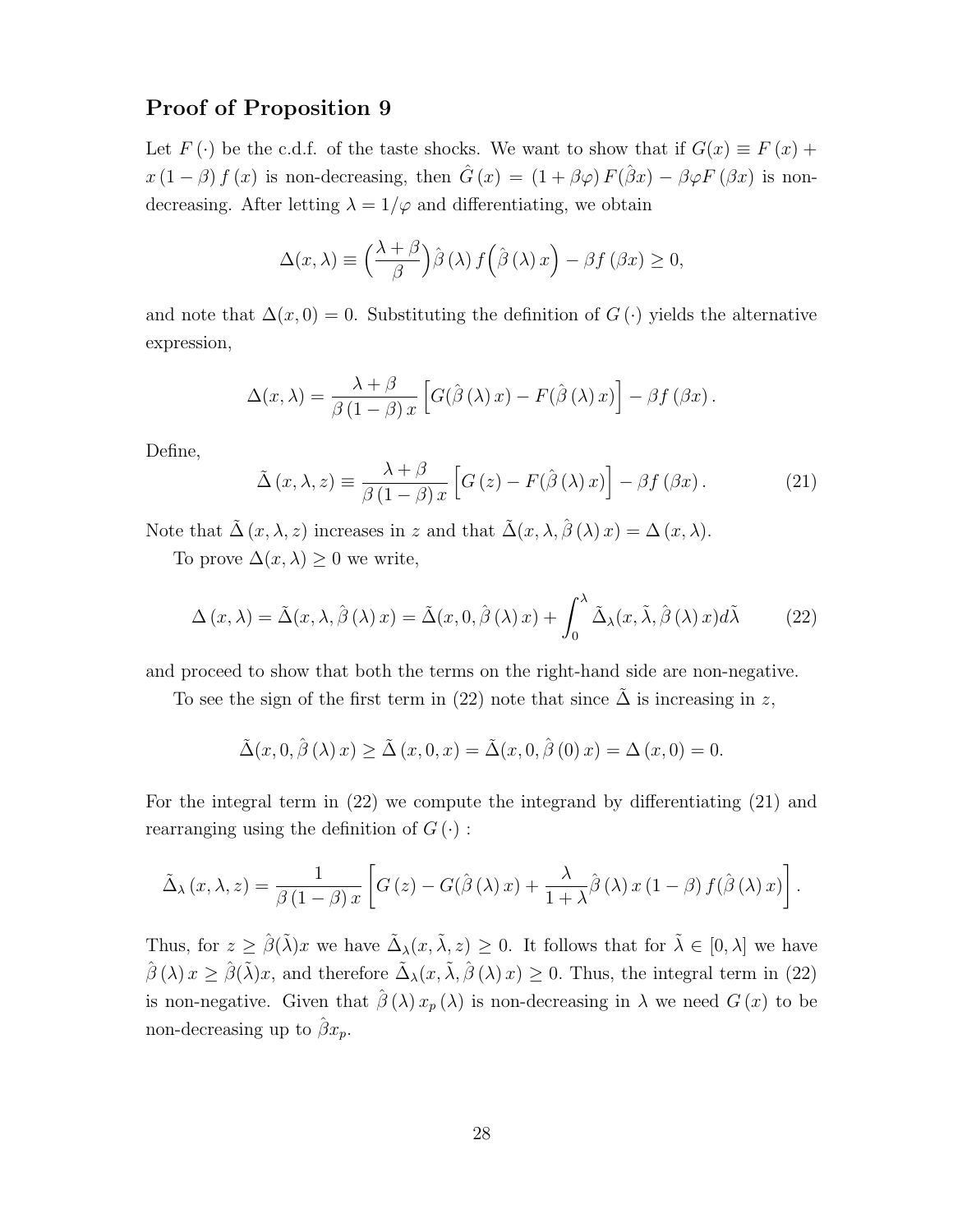## Proof of Proposition 9

Let $F(\cdot)$ be the c.d.f. of the taste shocks. We want to show that if $G(x) \equiv F(x) + x(1-\beta) f(x)$ is non-decreasing, then $\hat{G}(x) = (1+\beta\varphi) F(\hat{\beta}x) - \beta\varphi F(\beta x)$ is non-decreasing. After letting $\lambda = 1/\varphi$ and differentiating, we obtain

$$\Delta(x,\lambda) \equiv \Big(\frac{\lambda+\beta}{\beta}\Big)\hat{\beta}(\lambda) f\Big(\hat{\beta}(\lambda)x\Big) - \beta f(\beta x) \geq 0,$$

and note that $\Delta(x,0) = 0$. Substituting the definition of $G(\cdot)$ yields the alternative expression,

$$\Delta(x,\lambda) = \frac{\lambda+\beta}{\beta(1-\beta)x}\Big[G(\hat{\beta}(\lambda)x) - F(\hat{\beta}(\lambda)x)\Big] - \beta f(\beta x).$$

Define,

$$\tilde{\Delta}(x,\lambda,z) \equiv \frac{\lambda+\beta}{\beta(1-\beta)x}\Big[G(z) - F(\hat{\beta}(\lambda)x)\Big] - \beta f(\beta x). \tag{21}$$

Note that $\tilde{\Delta}(x,\lambda,z)$ increases in $z$ and that $\tilde{\Delta}(x,\lambda,\hat{\beta}(\lambda)x) = \Delta(x,\lambda)$.

To prove $\Delta(x,\lambda) \geq 0$ we write,

$$\Delta(x,\lambda) = \tilde{\Delta}(x,\lambda,\hat{\beta}(\lambda)x) = \tilde{\Delta}(x,0,\hat{\beta}(\lambda)x) + \int_0^\lambda \tilde{\Delta}_\lambda(x,\tilde{\lambda},\hat{\beta}(\lambda)x)d\tilde{\lambda} \tag{22}$$

and proceed to show that both the terms on the right-hand side are non-negative.

To see the sign of the first term in (22) note that since $\tilde{\Delta}$ is increasing in $z$,

$$\tilde{\Delta}(x,0,\hat{\beta}(\lambda)x) \geq \tilde{\Delta}(x,0,x) = \tilde{\Delta}(x,0,\hat{\beta}(0)x) = \Delta(x,0) = 0.$$

For the integral term in (22) we compute the integrand by differentiating (21) and rearranging using the definition of $G(\cdot)$ :

$$\tilde{\Delta}_\lambda(x,\lambda,z) = \frac{1}{\beta(1-\beta)x}\left[G(z) - G(\hat{\beta}(\lambda)x) + \frac{\lambda}{1+\lambda}\hat{\beta}(\lambda)x(1-\beta)f(\hat{\beta}(\lambda)x)\right].$$

Thus, for $z \geq \hat{\beta}(\tilde{\lambda})x$ we have $\tilde{\Delta}_\lambda(x,\tilde{\lambda},z) \geq 0$. It follows that for $\tilde{\lambda} \in [0,\lambda]$ we have $\hat{\beta}(\lambda)x \geq \hat{\beta}(\tilde{\lambda})x$, and therefore $\tilde{\Delta}_\lambda(x,\tilde{\lambda},\hat{\beta}(\lambda)x) \geq 0$. Thus, the integral term in (22) is non-negative. Given that $\hat{\beta}(\lambda)x_p(\lambda)$ is non-decreasing in $\lambda$ we need $G(x)$ to be non-decreasing up to $\hat{\beta}x_p$.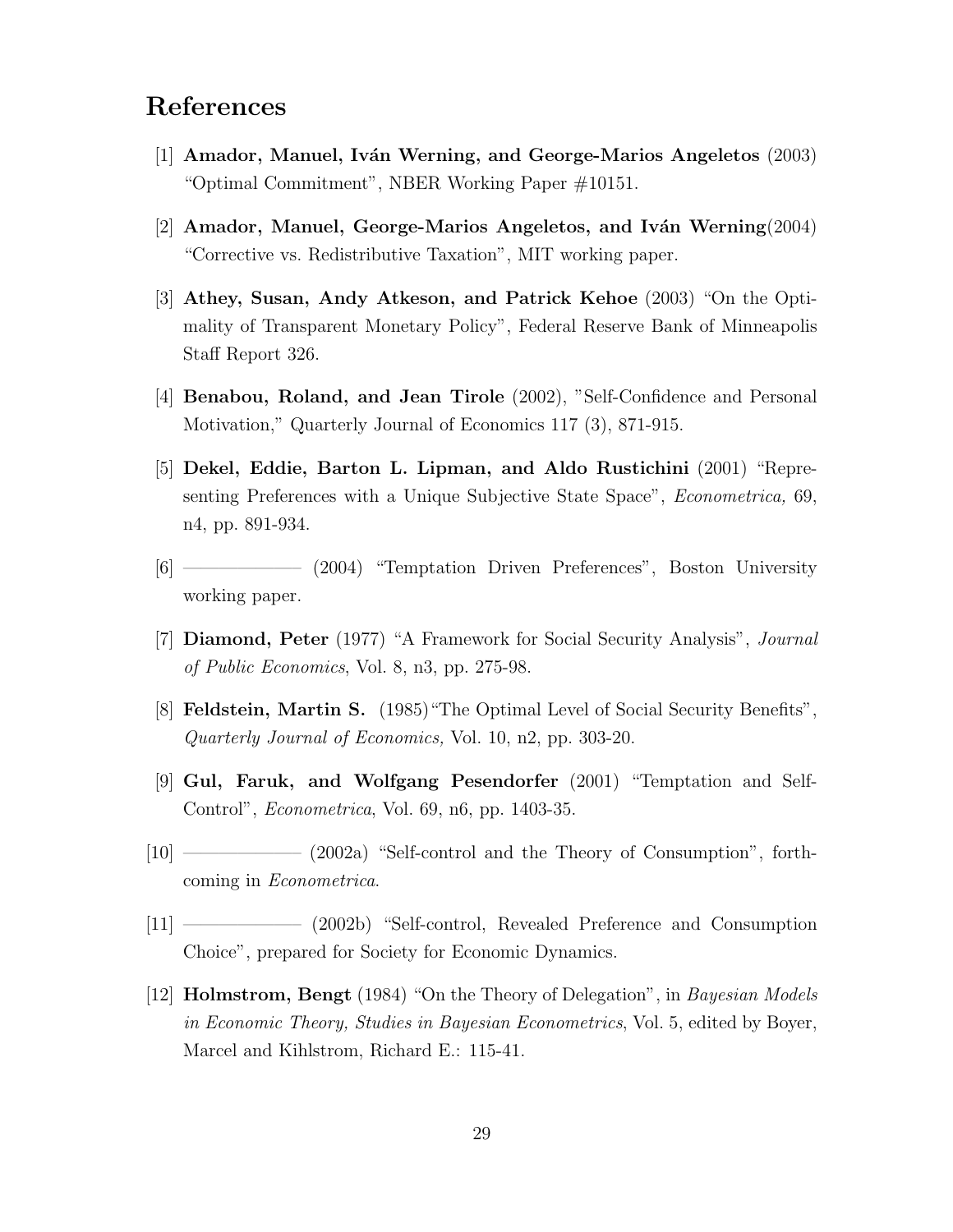## References

[1] **Amador, Manuel, Iván Werning, and George-Marios Angeletos** (2003) "Optimal Commitment", NBER Working Paper #10151.

[2] **Amador, Manuel, George-Marios Angeletos, and Iván Werning**(2004) "Corrective vs. Redistributive Taxation", MIT working paper.

[3] **Athey, Susan, Andy Atkeson, and Patrick Kehoe** (2003) "On the Optimality of Transparent Monetary Policy", Federal Reserve Bank of Minneapolis Staff Report 326.

[4] **Benabou, Roland, and Jean Tirole** (2002), "Self-Confidence and Personal Motivation," Quarterly Journal of Economics 117 (3), 871-915.

[5] **Dekel, Eddie, Barton L. Lipman, and Aldo Rustichini** (2001) "Representing Preferences with a Unique Subjective State Space", *Econometrica,* 69, n4, pp. 891-934.

[6] ———— (2004) "Temptation Driven Preferences", Boston University working paper.

[7] **Diamond, Peter** (1977) "A Framework for Social Security Analysis", *Journal of Public Economics*, Vol. 8, n3, pp. 275-98.

[8] **Feldstein, Martin S.** (1985) "The Optimal Level of Social Security Benefits", *Quarterly Journal of Economics,* Vol. 10, n2, pp. 303-20.

[9] **Gul, Faruk, and Wolfgang Pesendorfer** (2001) "Temptation and Self-Control", *Econometrica*, Vol. 69, n6, pp. 1403-35.

[10] ———— (2002a) "Self-control and the Theory of Consumption", forthcoming in *Econometrica.*

[11] ———— (2002b) "Self-control, Revealed Preference and Consumption Choice", prepared for Society for Economic Dynamics.

[12] **Holmstrom, Bengt** (1984) "On the Theory of Delegation", in *Bayesian Models in Economic Theory, Studies in Bayesian Econometrics*, Vol. 5, edited by Boyer, Marcel and Kihlstrom, Richard E.: 115-41.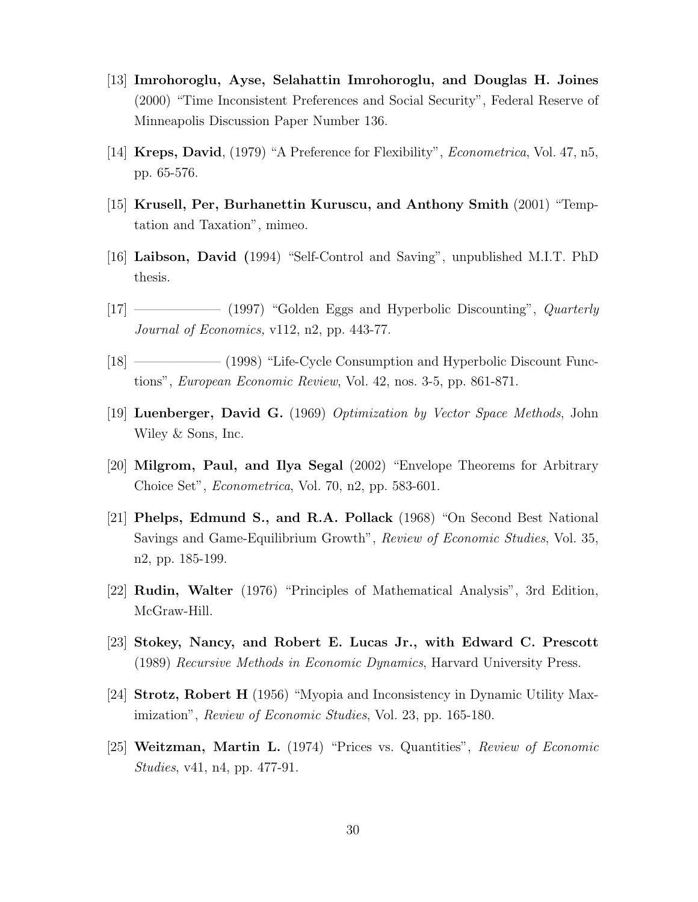[13] **Imrohoroglu, Ayse, Selahattin Imrohoroglu, and Douglas H. Joines** (2000) "Time Inconsistent Preferences and Social Security", Federal Reserve of Minneapolis Discussion Paper Number 136.

[14] **Kreps, David**, (1979) "A Preference for Flexibility", *Econometrica*, Vol. 47, n5, pp. 65-576.

[15] **Krusell, Per, Burhanettin Kuruscu, and Anthony Smith** (2001) "Temptation and Taxation", mimeo.

[16] **Laibson, David (**1994) "Self-Control and Saving", unpublished M.I.T. PhD thesis.

[17] ———————— (1997) "Golden Eggs and Hyperbolic Discounting", *Quarterly Journal of Economics,* v112, n2, pp. 443-77.

[18] ———————— (1998) "Life-Cycle Consumption and Hyperbolic Discount Functions", *European Economic Review*, Vol. 42, nos. 3-5, pp. 861-871.

[19] **Luenberger, David G.** (1969) *Optimization by Vector Space Methods*, John Wiley & Sons, Inc.

[20] **Milgrom, Paul, and Ilya Segal** (2002) "Envelope Theorems for Arbitrary Choice Set", *Econometrica*, Vol. 70, n2, pp. 583-601.

[21] **Phelps, Edmund S., and R.A. Pollack** (1968) "On Second Best National Savings and Game-Equilibrium Growth", *Review of Economic Studies*, Vol. 35, n2, pp. 185-199.

[22] **Rudin, Walter** (1976) "Principles of Mathematical Analysis", 3rd Edition, McGraw-Hill.

[23] **Stokey, Nancy, and Robert E. Lucas Jr., with Edward C. Prescott** (1989) *Recursive Methods in Economic Dynamics*, Harvard University Press.

[24] **Strotz, Robert H** (1956) "Myopia and Inconsistency in Dynamic Utility Maximization", *Review of Economic Studies*, Vol. 23, pp. 165-180.

[25] **Weitzman, Martin L.** (1974) "Prices vs. Quantities", *Review of Economic Studies*, v41, n4, pp. 477-91.